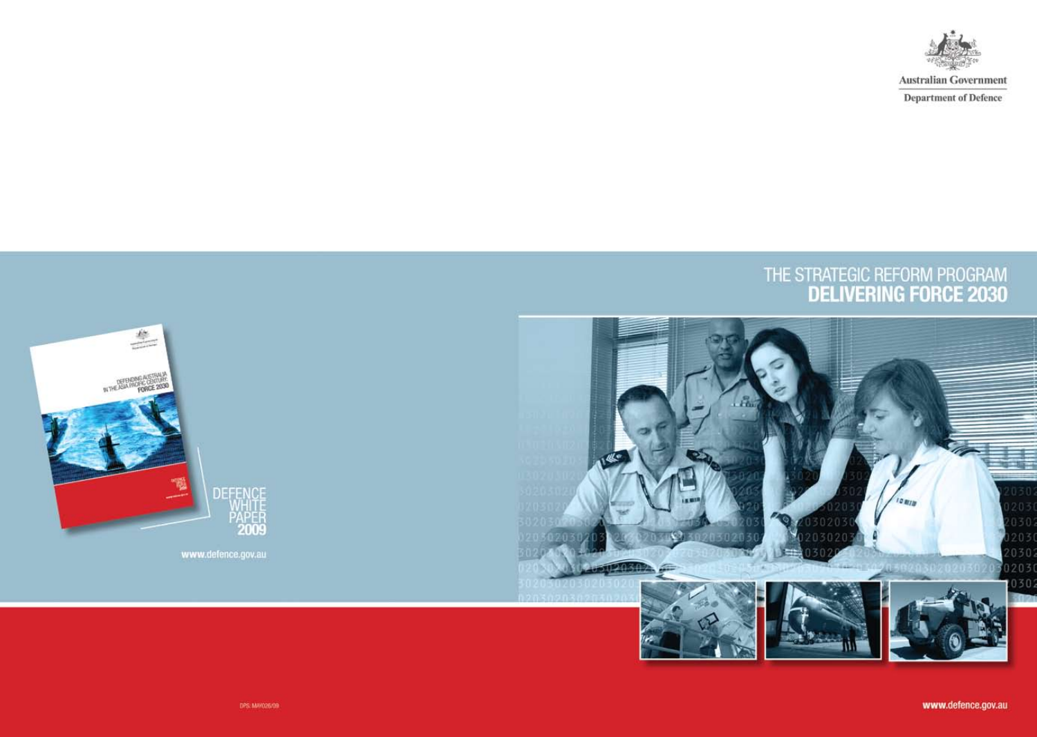Australian Government

Department of Defence

# THE STRATEGIC REFORM PROGRAM
# DELIVERING FORCE 2030

DEFENDING AUSTRALIA IN THE ASIA PACIFIC CENTURY: FORCE 2030

DEFENCE WHITE PAPER 2009

www.defence.gov.au

DPS: MAY026/09

www.defence.gov.au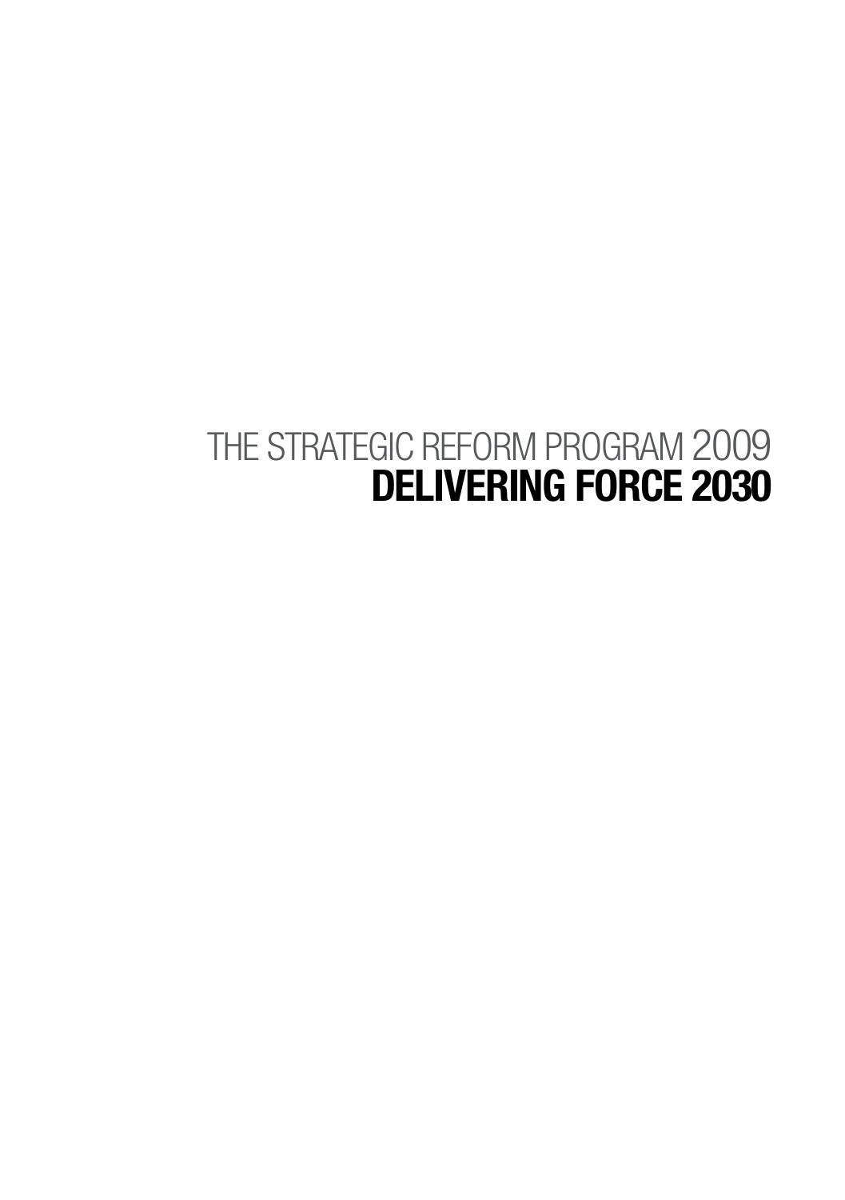THE STRATEGIC REFORM PROGRAM 2009

# DELIVERING FORCE 2030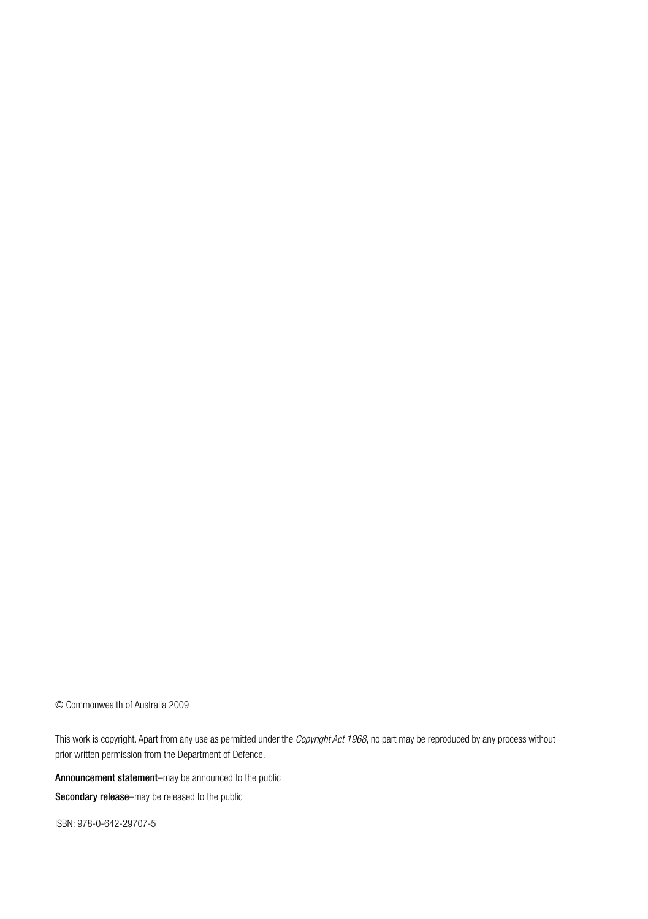© Commonwealth of Australia 2009

This work is copyright. Apart from any use as permitted under the *Copyright Act 1968*, no part may be reproduced by any process without prior written permission from the Department of Defence.

**Announcement statement**–may be announced to the public

**Secondary release**–may be released to the public

ISBN: 978-0-642-29707-5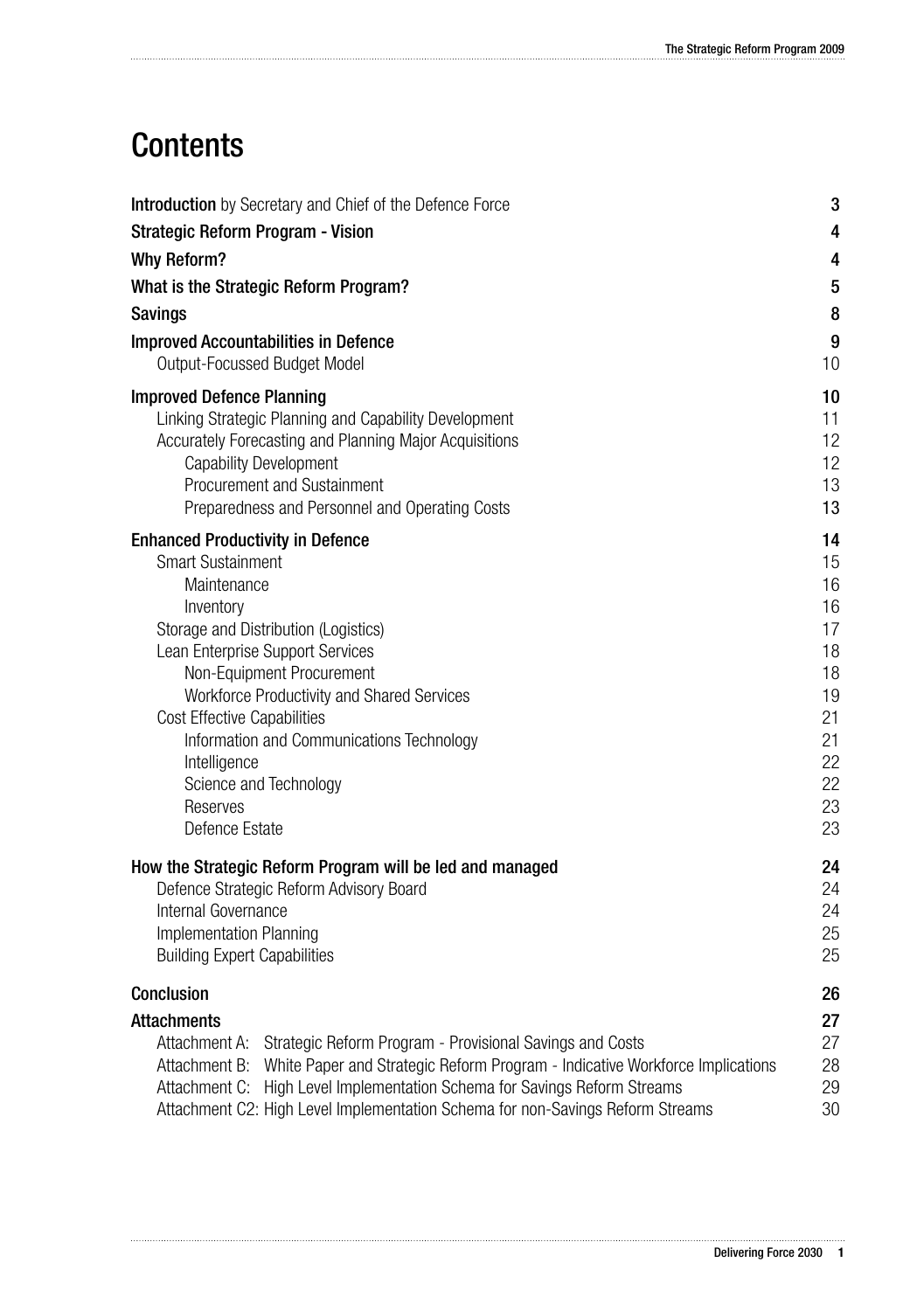# Contents

| | |
|---|---|
| **Introduction** by Secretary and Chief of the Defence Force | **3** |
| **Strategic Reform Program - Vision** | **4** |
| **Why Reform?** | **4** |
| **What is the Strategic Reform Program?** | **5** |
| **Savings** | **8** |
| **Improved Accountabilities in Defence** | **9** |
| Output-Focussed Budget Model | 10 |
| **Improved Defence Planning** | **10** |
| Linking Strategic Planning and Capability Development | 11 |
| Accurately Forecasting and Planning Major Acquisitions | 12 |
| Capability Development | 12 |
| Procurement and Sustainment | 13 |
| Preparedness and Personnel and Operating Costs | 13 |
| **Enhanced Productivity in Defence** | **14** |
| Smart Sustainment | 15 |
| Maintenance | 16 |
| Inventory | 16 |
| Storage and Distribution (Logistics) | 17 |
| Lean Enterprise Support Services | 18 |
| Non-Equipment Procurement | 18 |
| Workforce Productivity and Shared Services | 19 |
| Cost Effective Capabilities | 21 |
| Information and Communications Technology | 21 |
| Intelligence | 22 |
| Science and Technology | 22 |
| Reserves | 23 |
| Defence Estate | 23 |
| **How the Strategic Reform Program will be led and managed** | **24** |
| Defence Strategic Reform Advisory Board | 24 |
| Internal Governance | 24 |
| Implementation Planning | 25 |
| Building Expert Capabilities | 25 |
| **Conclusion** | **26** |
| **Attachments** | **27** |
| Attachment A: Strategic Reform Program - Provisional Savings and Costs | 27 |
| Attachment B: White Paper and Strategic Reform Program - Indicative Workforce Implications | 28 |
| Attachment C: High Level Implementation Schema for Savings Reform Streams | 29 |
| Attachment C2: High Level Implementation Schema for non-Savings Reform Streams | 30 |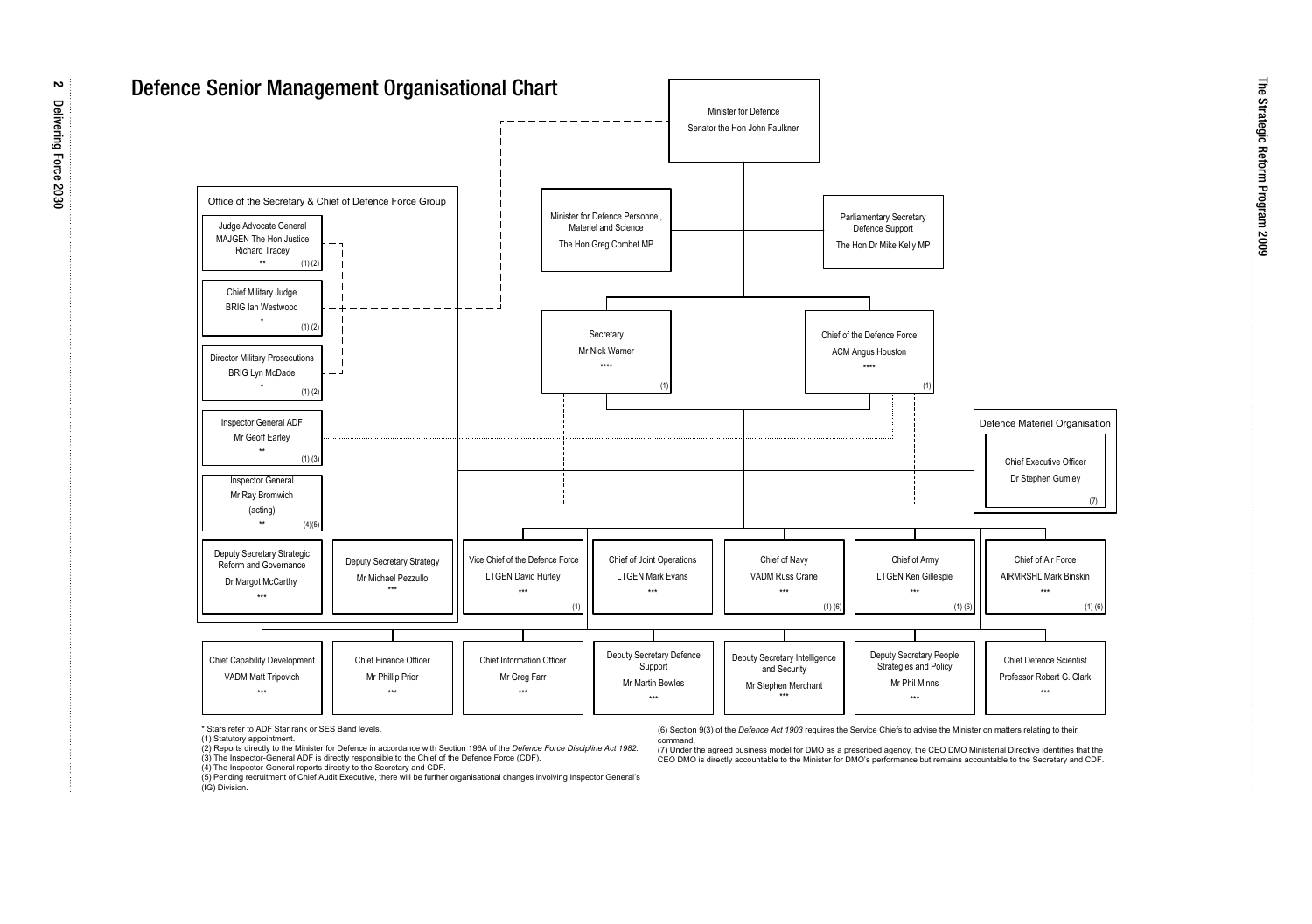# Defence Senior Management Organisational Chart

**Minister for Defence**
Senator the Hon John Faulkner

**Minister for Defence Personnel, Materiel and Science**
The Hon Greg Combet MP

**Parliamentary Secretary Defence Support**
The Hon Dr Mike Kelly MP

**Secretary**
Mr Nick Warner
**** (1)

**Chief of the Defence Force**
ACM Angus Houston
**** (1)

## Office of the Secretary & Chief of Defence Force Group

- Judge Advocate General — MAJGEN The Hon Justice Richard Tracey — ** (1) (2)
- Chief Military Judge — BRIG Ian Westwood — * (1) (2)
- Director Military Prosecutions — BRIG Lyn McDade — * (1) (2)
- Inspector General ADF — Mr Geoff Earley — ** (1) (3)
- Inspector General — Mr Ray Bromwich (acting) — ** (4)(5)
- Deputy Secretary Strategic Reform and Governance — Dr Margot McCarthy — ***
- Deputy Secretary Strategy — Mr Michael Pezzullo — ***

## Defence Materiel Organisation

- Chief Executive Officer — Dr Stephen Gumley — (7)

## Senior Leaders

- Vice Chief of the Defence Force — LTGEN David Hurley — *** (1)
- Chief of Joint Operations — LTGEN Mark Evans — ***
- Chief of Navy — VADM Russ Crane — *** (1) (6)
- Chief of Army — LTGEN Ken Gillespie — *** (1) (6)
- Chief of Air Force — AIRMRSHL Mark Binskin — *** (1) (6)
- Chief Capability Development — VADM Matt Tripovich — ***
- Chief Finance Officer — Mr Phillip Prior — ***
- Chief Information Officer — Mr Greg Farr — ***
- Deputy Secretary Defence Support — Mr Martin Bowles — ***
- Deputy Secretary Intelligence and Security — Mr Stephen Merchant — ***
- Deputy Secretary People Strategies and Policy — Mr Phil Minns — ***
- Chief Defence Scientist — Professor Robert G. Clark — ***

\* Stars refer to ADF Star rank or SES Band levels.
(1) Statutory appointment.
(2) Reports directly to the Minister for Defence in accordance with Section 196A of the *Defence Force Discipline Act 1982*.
(3) The Inspector-General ADF is directly responsible to the Chief of the Defence Force (CDF).
(4) The Inspector-General reports directly to the Secretary and CDF.
(5) Pending recruitment of Chief Audit Executive, there will be further organisational changes involving Inspector General's (IG) Division.
(6) Section 9(3) of the *Defence Act 1903* requires the Service Chiefs to advise the Minister on matters relating to their command.
(7) Under the agreed business model for DMO as a prescribed agency, the CEO DMO Ministerial Directive identifies that the CEO DMO is directly accountable to the Minister for DMO's performance but remains accountable to the Secretary and CDF.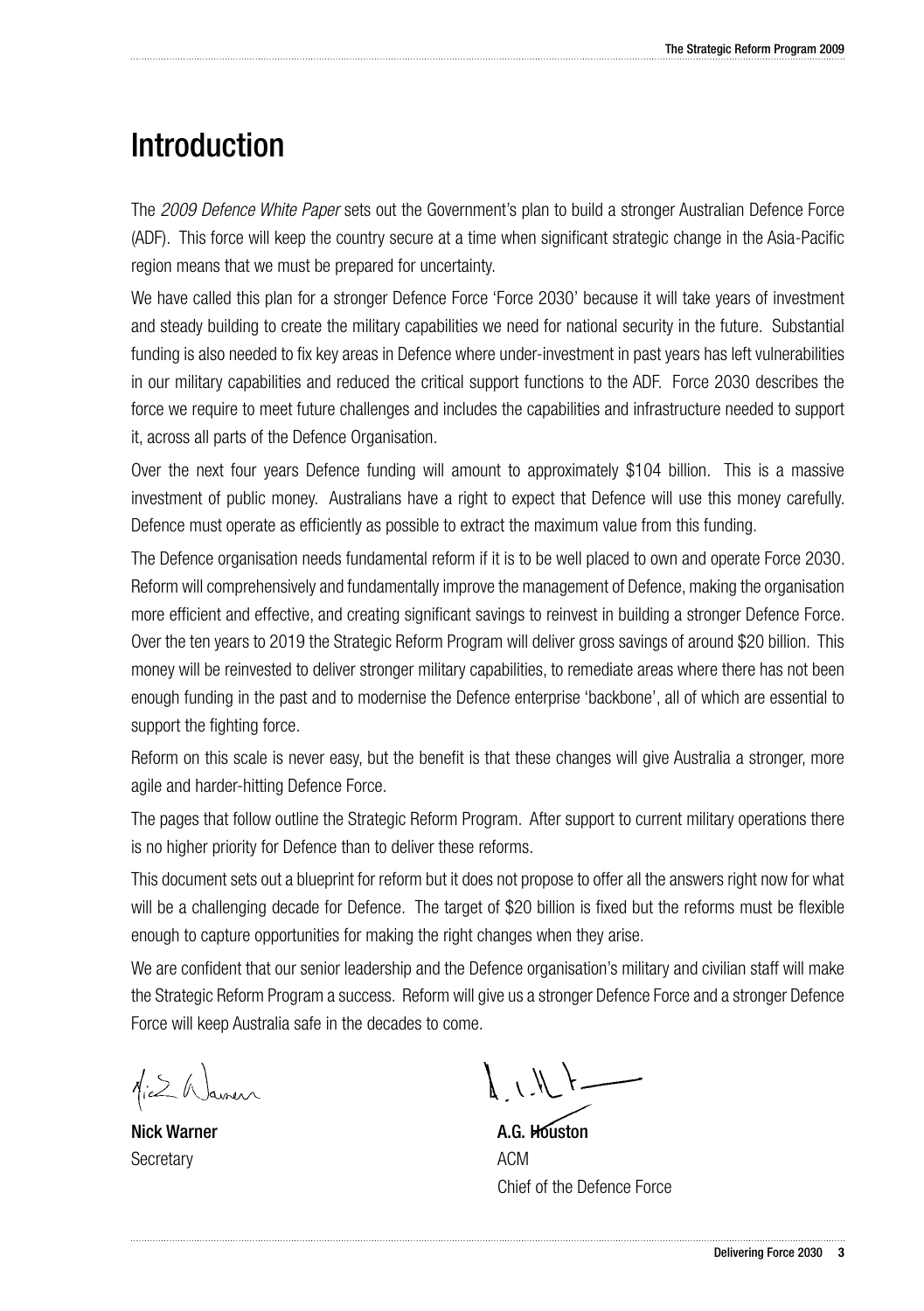# Introduction

The *2009 Defence White Paper* sets out the Government's plan to build a stronger Australian Defence Force (ADF). This force will keep the country secure at a time when significant strategic change in the Asia-Pacific region means that we must be prepared for uncertainty.

We have called this plan for a stronger Defence Force 'Force 2030' because it will take years of investment and steady building to create the military capabilities we need for national security in the future. Substantial funding is also needed to fix key areas in Defence where under-investment in past years has left vulnerabilities in our military capabilities and reduced the critical support functions to the ADF. Force 2030 describes the force we require to meet future challenges and includes the capabilities and infrastructure needed to support it, across all parts of the Defence Organisation.

Over the next four years Defence funding will amount to approximately $104 billion. This is a massive investment of public money. Australians have a right to expect that Defence will use this money carefully. Defence must operate as efficiently as possible to extract the maximum value from this funding.

The Defence organisation needs fundamental reform if it is to be well placed to own and operate Force 2030. Reform will comprehensively and fundamentally improve the management of Defence, making the organisation more efficient and effective, and creating significant savings to reinvest in building a stronger Defence Force. Over the ten years to 2019 the Strategic Reform Program will deliver gross savings of around $20 billion. This money will be reinvested to deliver stronger military capabilities, to remediate areas where there has not been enough funding in the past and to modernise the Defence enterprise 'backbone', all of which are essential to support the fighting force.

Reform on this scale is never easy, but the benefit is that these changes will give Australia a stronger, more agile and harder-hitting Defence Force.

The pages that follow outline the Strategic Reform Program. After support to current military operations there is no higher priority for Defence than to deliver these reforms.

This document sets out a blueprint for reform but it does not propose to offer all the answers right now for what will be a challenging decade for Defence. The target of $20 billion is fixed but the reforms must be flexible enough to capture opportunities for making the right changes when they arise.

We are confident that our senior leadership and the Defence organisation's military and civilian staff will make the Strategic Reform Program a success. Reform will give us a stronger Defence Force and a stronger Defence Force will keep Australia safe in the decades to come.

**Nick Warner**
Secretary

**A.G. Houston**
ACM
Chief of the Defence Force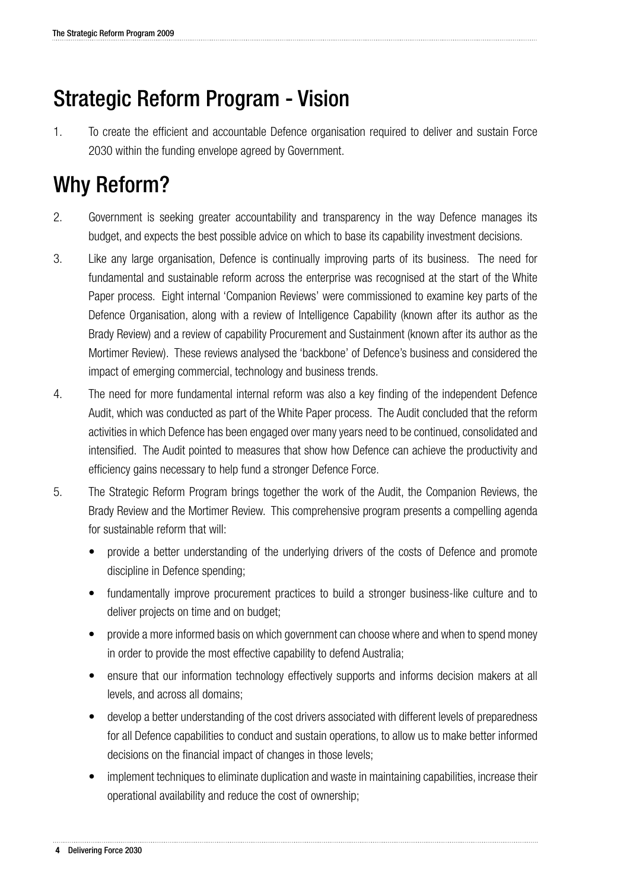# Strategic Reform Program - Vision

1. To create the efficient and accountable Defence organisation required to deliver and sustain Force 2030 within the funding envelope agreed by Government.

# Why Reform?

2. Government is seeking greater accountability and transparency in the way Defence manages its budget, and expects the best possible advice on which to base its capability investment decisions.

3. Like any large organisation, Defence is continually improving parts of its business. The need for fundamental and sustainable reform across the enterprise was recognised at the start of the White Paper process. Eight internal 'Companion Reviews' were commissioned to examine key parts of the Defence Organisation, along with a review of Intelligence Capability (known after its author as the Brady Review) and a review of capability Procurement and Sustainment (known after its author as the Mortimer Review). These reviews analysed the 'backbone' of Defence's business and considered the impact of emerging commercial, technology and business trends.

4. The need for more fundamental internal reform was also a key finding of the independent Defence Audit, which was conducted as part of the White Paper process. The Audit concluded that the reform activities in which Defence has been engaged over many years need to be continued, consolidated and intensified. The Audit pointed to measures that show how Defence can achieve the productivity and efficiency gains necessary to help fund a stronger Defence Force.

5. The Strategic Reform Program brings together the work of the Audit, the Companion Reviews, the Brady Review and the Mortimer Review. This comprehensive program presents a compelling agenda for sustainable reform that will:

   - provide a better understanding of the underlying drivers of the costs of Defence and promote discipline in Defence spending;
   - fundamentally improve procurement practices to build a stronger business-like culture and to deliver projects on time and on budget;
   - provide a more informed basis on which government can choose where and when to spend money in order to provide the most effective capability to defend Australia;
   - ensure that our information technology effectively supports and informs decision makers at all levels, and across all domains;
   - develop a better understanding of the cost drivers associated with different levels of preparedness for all Defence capabilities to conduct and sustain operations, to allow us to make better informed decisions on the financial impact of changes in those levels;
   - implement techniques to eliminate duplication and waste in maintaining capabilities, increase their operational availability and reduce the cost of ownership;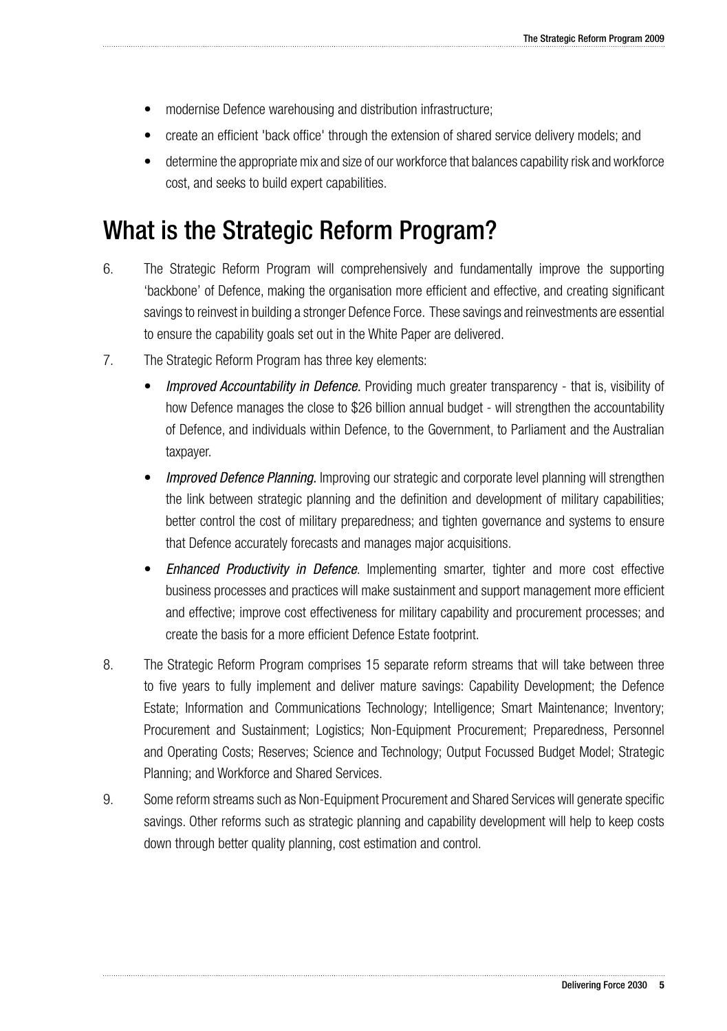- modernise Defence warehousing and distribution infrastructure;
- create an efficient 'back office' through the extension of shared service delivery models; and
- determine the appropriate mix and size of our workforce that balances capability risk and workforce cost, and seeks to build expert capabilities.

## What is the Strategic Reform Program?

6. The Strategic Reform Program will comprehensively and fundamentally improve the supporting 'backbone' of Defence, making the organisation more efficient and effective, and creating significant savings to reinvest in building a stronger Defence Force. These savings and reinvestments are essential to ensure the capability goals set out in the White Paper are delivered.

7. The Strategic Reform Program has three key elements:

   - *Improved Accountability in Defence.* Providing much greater transparency - that is, visibility of how Defence manages the close to $26 billion annual budget - will strengthen the accountability of Defence, and individuals within Defence, to the Government, to Parliament and the Australian taxpayer.
   - *Improved Defence Planning.* Improving our strategic and corporate level planning will strengthen the link between strategic planning and the definition and development of military capabilities; better control the cost of military preparedness; and tighten governance and systems to ensure that Defence accurately forecasts and manages major acquisitions.
   - *Enhanced Productivity in Defence*. Implementing smarter, tighter and more cost effective business processes and practices will make sustainment and support management more efficient and effective; improve cost effectiveness for military capability and procurement processes; and create the basis for a more efficient Defence Estate footprint.

8. The Strategic Reform Program comprises 15 separate reform streams that will take between three to five years to fully implement and deliver mature savings: Capability Development; the Defence Estate; Information and Communications Technology; Intelligence; Smart Maintenance; Inventory; Procurement and Sustainment; Logistics; Non-Equipment Procurement; Preparedness, Personnel and Operating Costs; Reserves; Science and Technology; Output Focussed Budget Model; Strategic Planning; and Workforce and Shared Services.

9. Some reform streams such as Non-Equipment Procurement and Shared Services will generate specific savings. Other reforms such as strategic planning and capability development will help to keep costs down through better quality planning, cost estimation and control.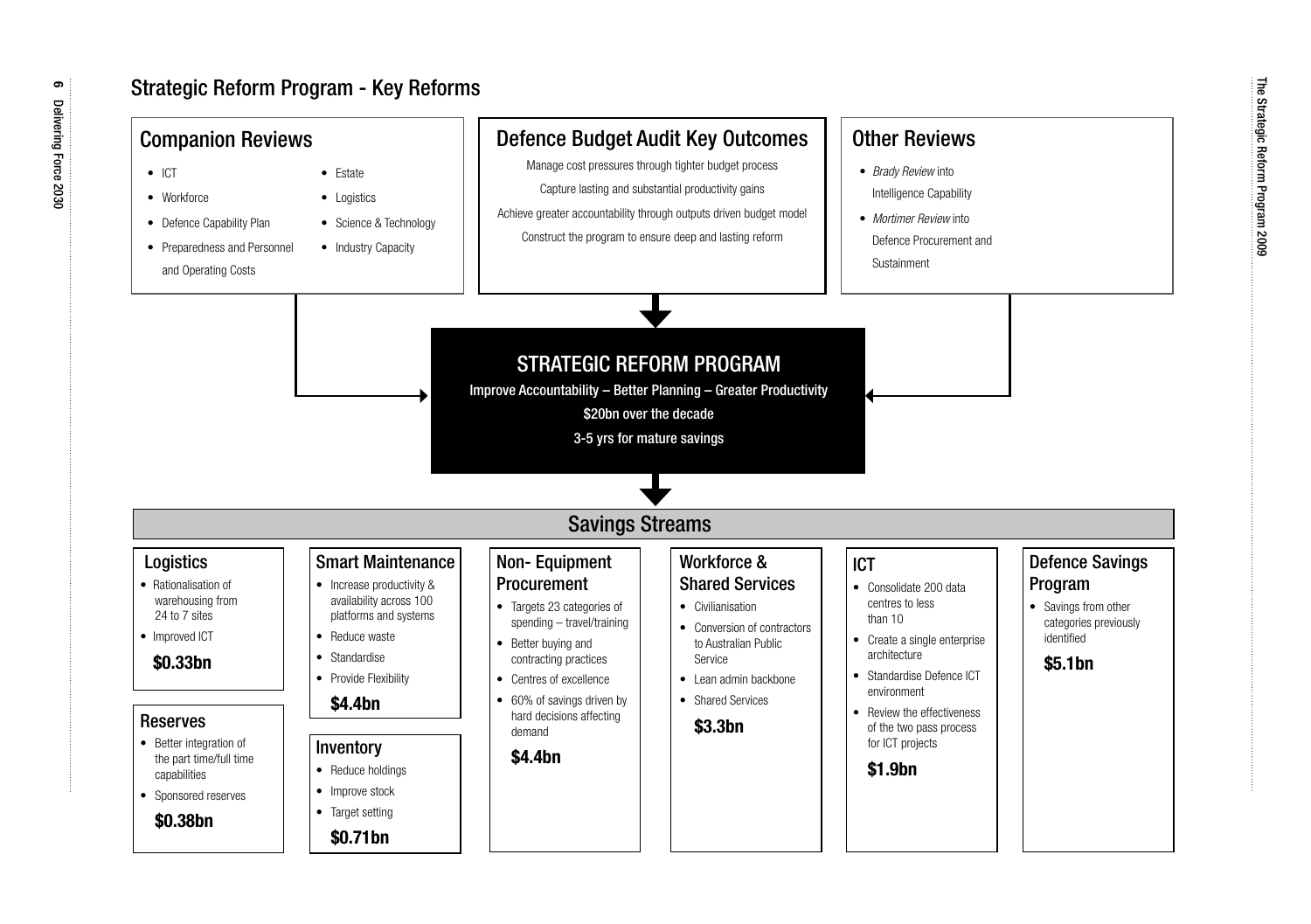# Strategic Reform Program - Key Reforms

## Companion Reviews

- ICT
- Workforce
- Defence Capability Plan
- Preparedness and Personnel and Operating Costs
- Estate
- Logistics
- Science & Technology
- Industry Capacity

## Defence Budget Audit Key Outcomes

Manage cost pressures through tighter budget process

Capture lasting and substantial productivity gains

Achieve greater accountability through outputs driven budget model

Construct the program to ensure deep and lasting reform

## Other Reviews

- *Brady Review* into Intelligence Capability
- *Mortimer Review* into Defence Procurement and Sustainment

## STRATEGIC REFORM PROGRAM

Improve Accountability – Better Planning – Greater Productivity

$20bn over the decade

3-5 yrs for mature savings

## Savings Streams

### Logistics

- Rationalisation of warehousing from 24 to 7 sites
- Improved ICT

**$0.33bn**

### Reserves

- Better integration of the part time/full time capabilities
- Sponsored reserves

**$0.38bn**

### Smart Maintenance

- Increase productivity & availability across 100 platforms and systems
- Reduce waste
- Standardise
- Provide Flexibility

**$4.4bn**

### Inventory

- Reduce holdings
- Improve stock
- Target setting

**$0.71bn**

### Non- Equipment Procurement

- Targets 23 categories of spending – travel/training
- Better buying and contracting practices
- Centres of excellence
- 60% of savings driven by hard decisions affecting demand

**$4.4bn**

### Workforce & Shared Services

- Civilianisation
- Conversion of contractors to Australian Public Service
- Lean admin backbone
- Shared Services

**$3.3bn**

### ICT

- Consolidate 200 data centres to less than 10
- Create a single enterprise architecture
- Standardise Defence ICT environment
- Review the effectiveness of the two pass process for ICT projects

**$1.9bn**

### Defence Savings Program

- Savings from other categories previously identified

**$5.1bn**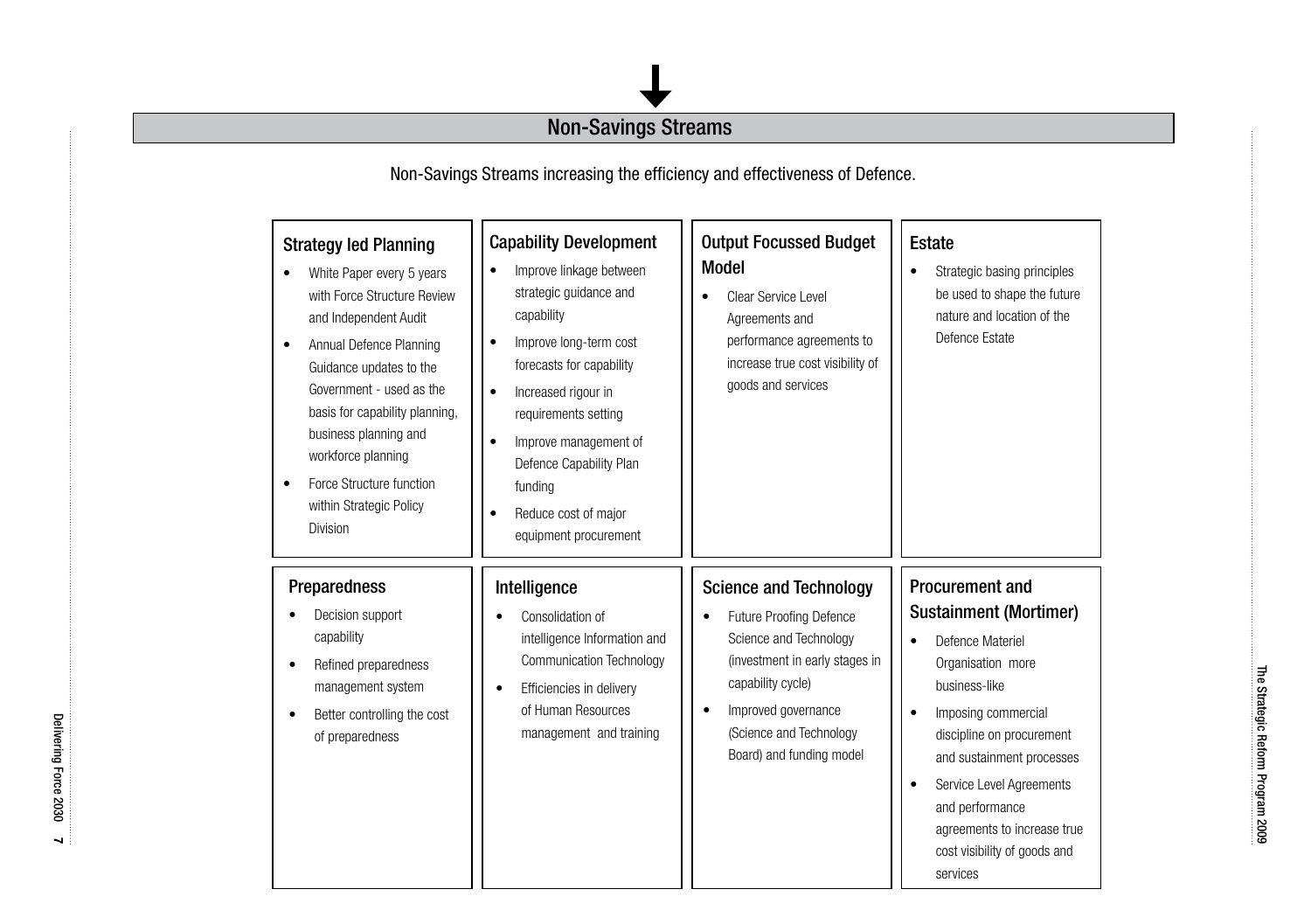## Non-Savings Streams

Non-Savings Streams increasing the efficiency and effectiveness of Defence.

### Strategy led Planning

- White Paper every 5 years with Force Structure Review and Independent Audit
- Annual Defence Planning Guidance updates to the Government - used as the basis for capability planning, business planning and workforce planning
- Force Structure function within Strategic Policy Division

### Capability Development

- Improve linkage between strategic guidance and capability
- Improve long-term cost forecasts for capability
- Increased rigour in requirements setting
- Improve management of Defence Capability Plan funding
- Reduce cost of major equipment procurement

### Output Focussed Budget Model

- Clear Service Level Agreements and performance agreements to increase true cost visibility of goods and services

### Estate

- Strategic basing principles be used to shape the future nature and location of the Defence Estate

### Preparedness

- Decision support capability
- Refined preparedness management system
- Better controlling the cost of preparedness

### Intelligence

- Consolidation of intelligence Information and Communication Technology
- Efficiencies in delivery of Human Resources management and training

### Science and Technology

- Future Proofing Defence Science and Technology (investment in early stages in capability cycle)
- Improved governance (Science and Technology Board) and funding model

### Procurement and Sustainment (Mortimer)

- Defence Materiel Organisation more business-like
- Imposing commercial discipline on procurement and sustainment processes
- Service Level Agreements and performance agreements to increase true cost visibility of goods and services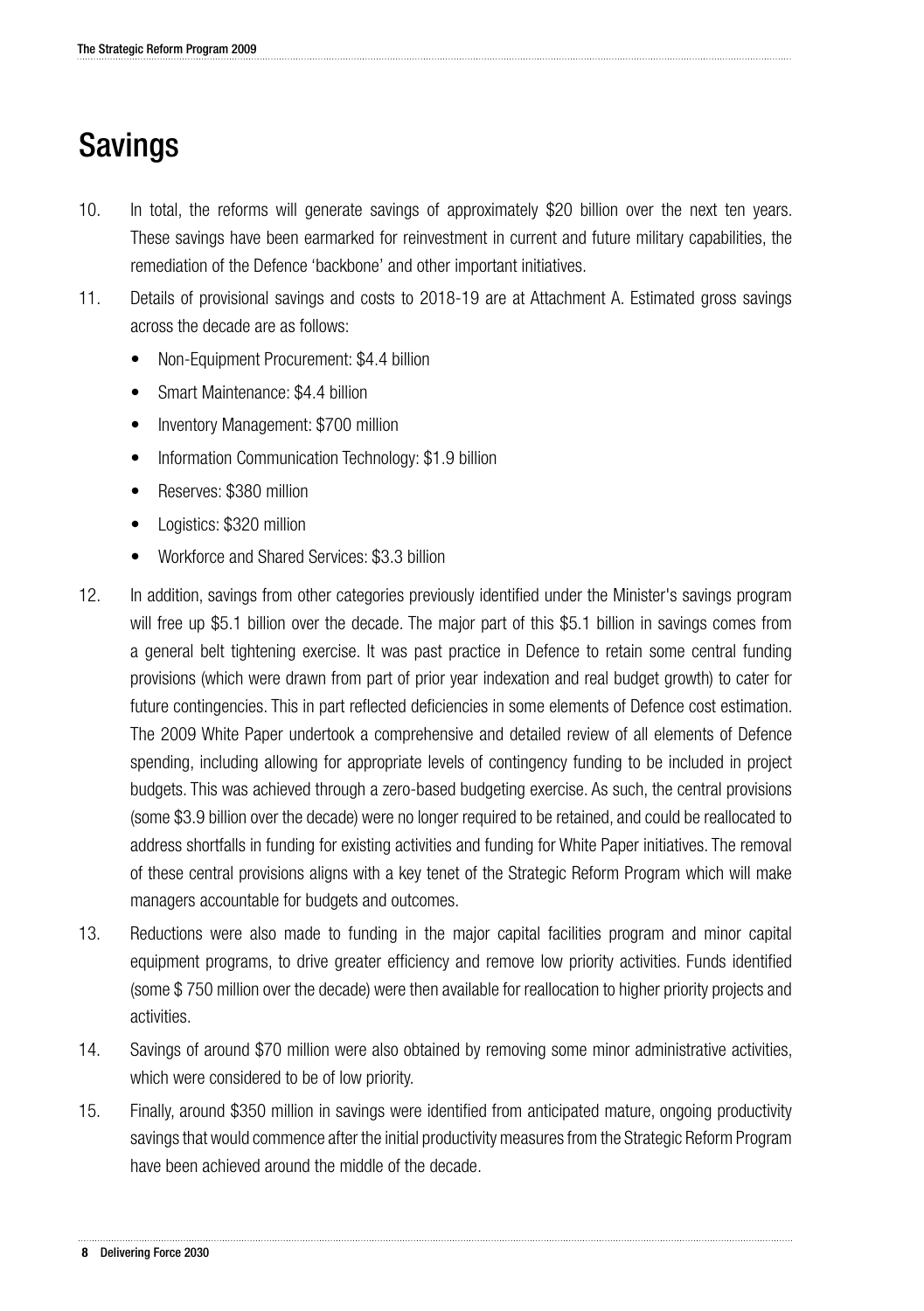# Savings

10. In total, the reforms will generate savings of approximately \$20 billion over the next ten years. These savings have been earmarked for reinvestment in current and future military capabilities, the remediation of the Defence 'backbone' and other important initiatives.

11. Details of provisional savings and costs to 2018-19 are at Attachment A. Estimated gross savings across the decade are as follows:

    - Non-Equipment Procurement: \$4.4 billion
    - Smart Maintenance: \$4.4 billion
    - Inventory Management: \$700 million
    - Information Communication Technology: \$1.9 billion
    - Reserves: \$380 million
    - Logistics: \$320 million
    - Workforce and Shared Services: \$3.3 billion

12. In addition, savings from other categories previously identified under the Minister's savings program will free up \$5.1 billion over the decade. The major part of this \$5.1 billion in savings comes from a general belt tightening exercise. It was past practice in Defence to retain some central funding provisions (which were drawn from part of prior year indexation and real budget growth) to cater for future contingencies. This in part reflected deficiencies in some elements of Defence cost estimation. The 2009 White Paper undertook a comprehensive and detailed review of all elements of Defence spending, including allowing for appropriate levels of contingency funding to be included in project budgets. This was achieved through a zero-based budgeting exercise. As such, the central provisions (some \$3.9 billion over the decade) were no longer required to be retained, and could be reallocated to address shortfalls in funding for existing activities and funding for White Paper initiatives. The removal of these central provisions aligns with a key tenet of the Strategic Reform Program which will make managers accountable for budgets and outcomes.

13. Reductions were also made to funding in the major capital facilities program and minor capital equipment programs, to drive greater efficiency and remove low priority activities. Funds identified (some \$ 750 million over the decade) were then available for reallocation to higher priority projects and activities.

14. Savings of around \$70 million were also obtained by removing some minor administrative activities, which were considered to be of low priority.

15. Finally, around \$350 million in savings were identified from anticipated mature, ongoing productivity savings that would commence after the initial productivity measures from the Strategic Reform Program have been achieved around the middle of the decade.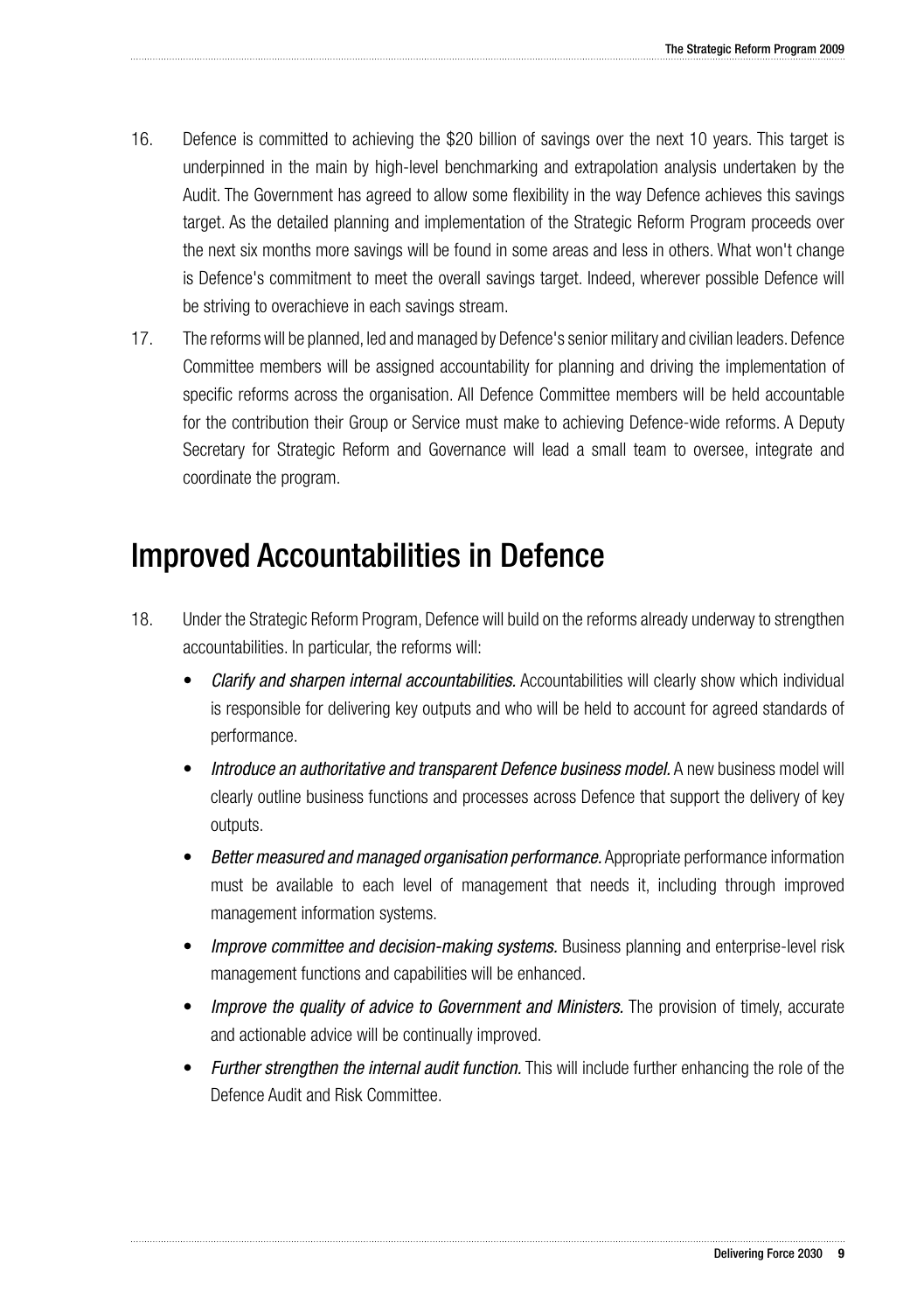16. Defence is committed to achieving the $20 billion of savings over the next 10 years. This target is underpinned in the main by high-level benchmarking and extrapolation analysis undertaken by the Audit. The Government has agreed to allow some flexibility in the way Defence achieves this savings target. As the detailed planning and implementation of the Strategic Reform Program proceeds over the next six months more savings will be found in some areas and less in others. What won't change is Defence's commitment to meet the overall savings target. Indeed, wherever possible Defence will be striving to overachieve in each savings stream.

17. The reforms will be planned, led and managed by Defence's senior military and civilian leaders. Defence Committee members will be assigned accountability for planning and driving the implementation of specific reforms across the organisation. All Defence Committee members will be held accountable for the contribution their Group or Service must make to achieving Defence-wide reforms. A Deputy Secretary for Strategic Reform and Governance will lead a small team to oversee, integrate and coordinate the program.

## Improved Accountabilities in Defence

18. Under the Strategic Reform Program, Defence will build on the reforms already underway to strengthen accountabilities. In particular, the reforms will:

   - *Clarify and sharpen internal accountabilities.* Accountabilities will clearly show which individual is responsible for delivering key outputs and who will be held to account for agreed standards of performance.
   - *Introduce an authoritative and transparent Defence business model.* A new business model will clearly outline business functions and processes across Defence that support the delivery of key outputs.
   - *Better measured and managed organisation performance.* Appropriate performance information must be available to each level of management that needs it, including through improved management information systems.
   - *Improve committee and decision-making systems.* Business planning and enterprise-level risk management functions and capabilities will be enhanced.
   - *Improve the quality of advice to Government and Ministers.* The provision of timely, accurate and actionable advice will be continually improved.
   - *Further strengthen the internal audit function.* This will include further enhancing the role of the Defence Audit and Risk Committee.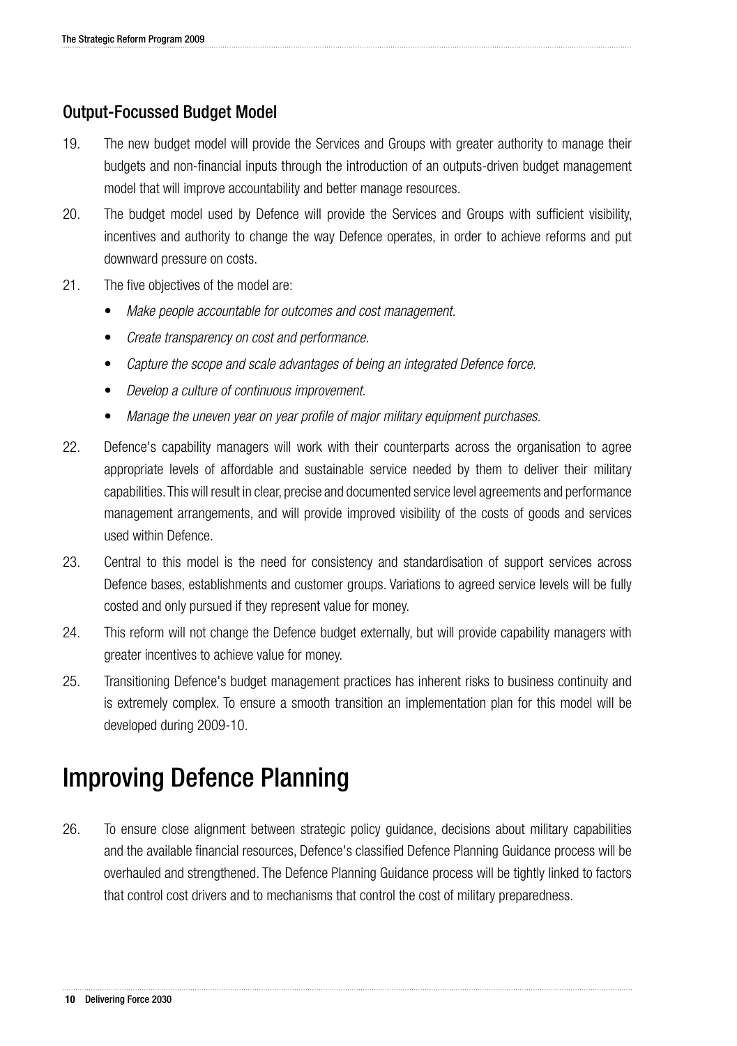### Output-Focussed Budget Model

19. The new budget model will provide the Services and Groups with greater authority to manage their budgets and non-financial inputs through the introduction of an outputs-driven budget management model that will improve accountability and better manage resources.

20. The budget model used by Defence will provide the Services and Groups with sufficient visibility, incentives and authority to change the way Defence operates, in order to achieve reforms and put downward pressure on costs.

21. The five objectives of the model are:

    - *Make people accountable for outcomes and cost management.*
    - *Create transparency on cost and performance.*
    - *Capture the scope and scale advantages of being an integrated Defence force.*
    - *Develop a culture of continuous improvement.*
    - *Manage the uneven year on year profile of major military equipment purchases.*

22. Defence's capability managers will work with their counterparts across the organisation to agree appropriate levels of affordable and sustainable service needed by them to deliver their military capabilities. This will result in clear, precise and documented service level agreements and performance management arrangements, and will provide improved visibility of the costs of goods and services used within Defence.

23. Central to this model is the need for consistency and standardisation of support services across Defence bases, establishments and customer groups. Variations to agreed service levels will be fully costed and only pursued if they represent value for money.

24. This reform will not change the Defence budget externally, but will provide capability managers with greater incentives to achieve value for money.

25. Transitioning Defence's budget management practices has inherent risks to business continuity and is extremely complex. To ensure a smooth transition an implementation plan for this model will be developed during 2009-10.

## Improving Defence Planning

26. To ensure close alignment between strategic policy guidance, decisions about military capabilities and the available financial resources, Defence's classified Defence Planning Guidance process will be overhauled and strengthened. The Defence Planning Guidance process will be tightly linked to factors that control cost drivers and to mechanisms that control the cost of military preparedness.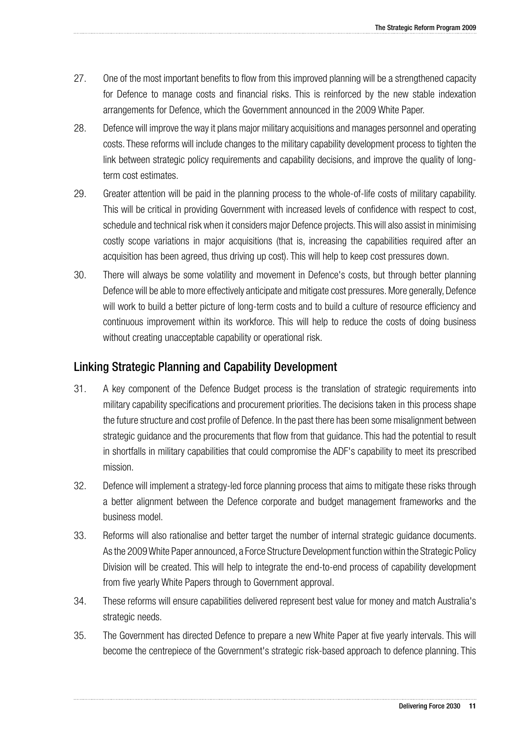27. One of the most important benefits to flow from this improved planning will be a strengthened capacity for Defence to manage costs and financial risks. This is reinforced by the new stable indexation arrangements for Defence, which the Government announced in the 2009 White Paper.

28. Defence will improve the way it plans major military acquisitions and manages personnel and operating costs. These reforms will include changes to the military capability development process to tighten the link between strategic policy requirements and capability decisions, and improve the quality of long-term cost estimates.

29. Greater attention will be paid in the planning process to the whole-of-life costs of military capability. This will be critical in providing Government with increased levels of confidence with respect to cost, schedule and technical risk when it considers major Defence projects. This will also assist in minimising costly scope variations in major acquisitions (that is, increasing the capabilities required after an acquisition has been agreed, thus driving up cost). This will help to keep cost pressures down.

30. There will always be some volatility and movement in Defence's costs, but through better planning Defence will be able to more effectively anticipate and mitigate cost pressures. More generally, Defence will work to build a better picture of long-term costs and to build a culture of resource efficiency and continuous improvement within its workforce. This will help to reduce the costs of doing business without creating unacceptable capability or operational risk.

## Linking Strategic Planning and Capability Development

31. A key component of the Defence Budget process is the translation of strategic requirements into military capability specifications and procurement priorities. The decisions taken in this process shape the future structure and cost profile of Defence. In the past there has been some misalignment between strategic guidance and the procurements that flow from that guidance. This had the potential to result in shortfalls in military capabilities that could compromise the ADF's capability to meet its prescribed mission.

32. Defence will implement a strategy-led force planning process that aims to mitigate these risks through a better alignment between the Defence corporate and budget management frameworks and the business model.

33. Reforms will also rationalise and better target the number of internal strategic guidance documents. As the 2009 White Paper announced, a Force Structure Development function within the Strategic Policy Division will be created. This will help to integrate the end-to-end process of capability development from five yearly White Papers through to Government approval.

34. These reforms will ensure capabilities delivered represent best value for money and match Australia's strategic needs.

35. The Government has directed Defence to prepare a new White Paper at five yearly intervals. This will become the centrepiece of the Government's strategic risk-based approach to defence planning. This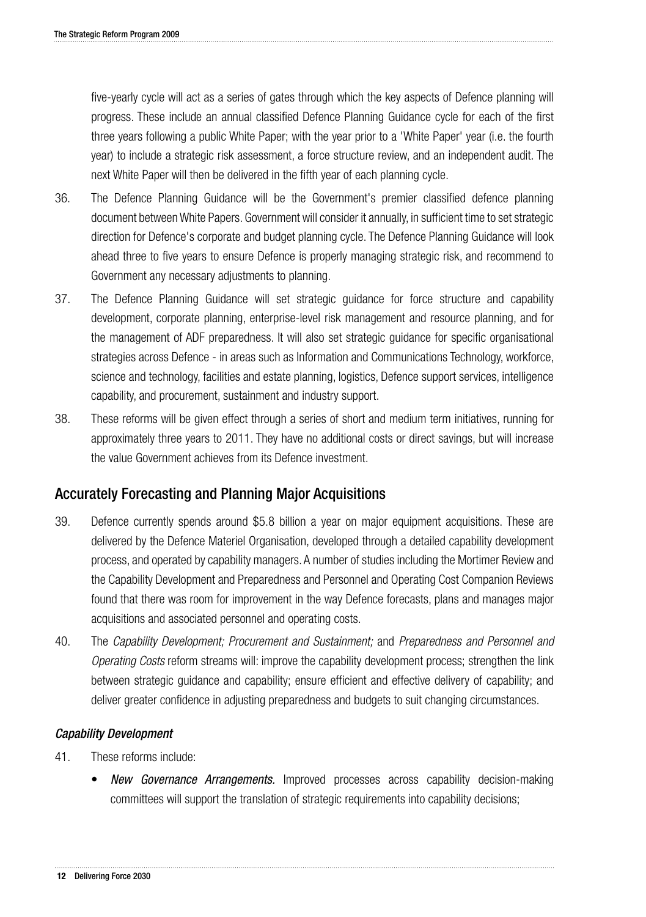five-yearly cycle will act as a series of gates through which the key aspects of Defence planning will progress. These include an annual classified Defence Planning Guidance cycle for each of the first three years following a public White Paper; with the year prior to a 'White Paper' year (i.e. the fourth year) to include a strategic risk assessment, a force structure review, and an independent audit. The next White Paper will then be delivered in the fifth year of each planning cycle.

36. The Defence Planning Guidance will be the Government's premier classified defence planning document between White Papers. Government will consider it annually, in sufficient time to set strategic direction for Defence's corporate and budget planning cycle. The Defence Planning Guidance will look ahead three to five years to ensure Defence is properly managing strategic risk, and recommend to Government any necessary adjustments to planning.

37. The Defence Planning Guidance will set strategic guidance for force structure and capability development, corporate planning, enterprise-level risk management and resource planning, and for the management of ADF preparedness. It will also set strategic guidance for specific organisational strategies across Defence - in areas such as Information and Communications Technology, workforce, science and technology, facilities and estate planning, logistics, Defence support services, intelligence capability, and procurement, sustainment and industry support.

38. These reforms will be given effect through a series of short and medium term initiatives, running for approximately three years to 2011. They have no additional costs or direct savings, but will increase the value Government achieves from its Defence investment.

## Accurately Forecasting and Planning Major Acquisitions

39. Defence currently spends around \$5.8 billion a year on major equipment acquisitions. These are delivered by the Defence Materiel Organisation, developed through a detailed capability development process, and operated by capability managers. A number of studies including the Mortimer Review and the Capability Development and Preparedness and Personnel and Operating Cost Companion Reviews found that there was room for improvement in the way Defence forecasts, plans and manages major acquisitions and associated personnel and operating costs.

40. The *Capability Development; Procurement and Sustainment;* and *Preparedness and Personnel and Operating Costs* reform streams will: improve the capability development process; strengthen the link between strategic guidance and capability; ensure efficient and effective delivery of capability; and deliver greater confidence in adjusting preparedness and budgets to suit changing circumstances.

### *Capability Development*

41. These reforms include:

- *New Governance Arrangements.* Improved processes across capability decision-making committees will support the translation of strategic requirements into capability decisions;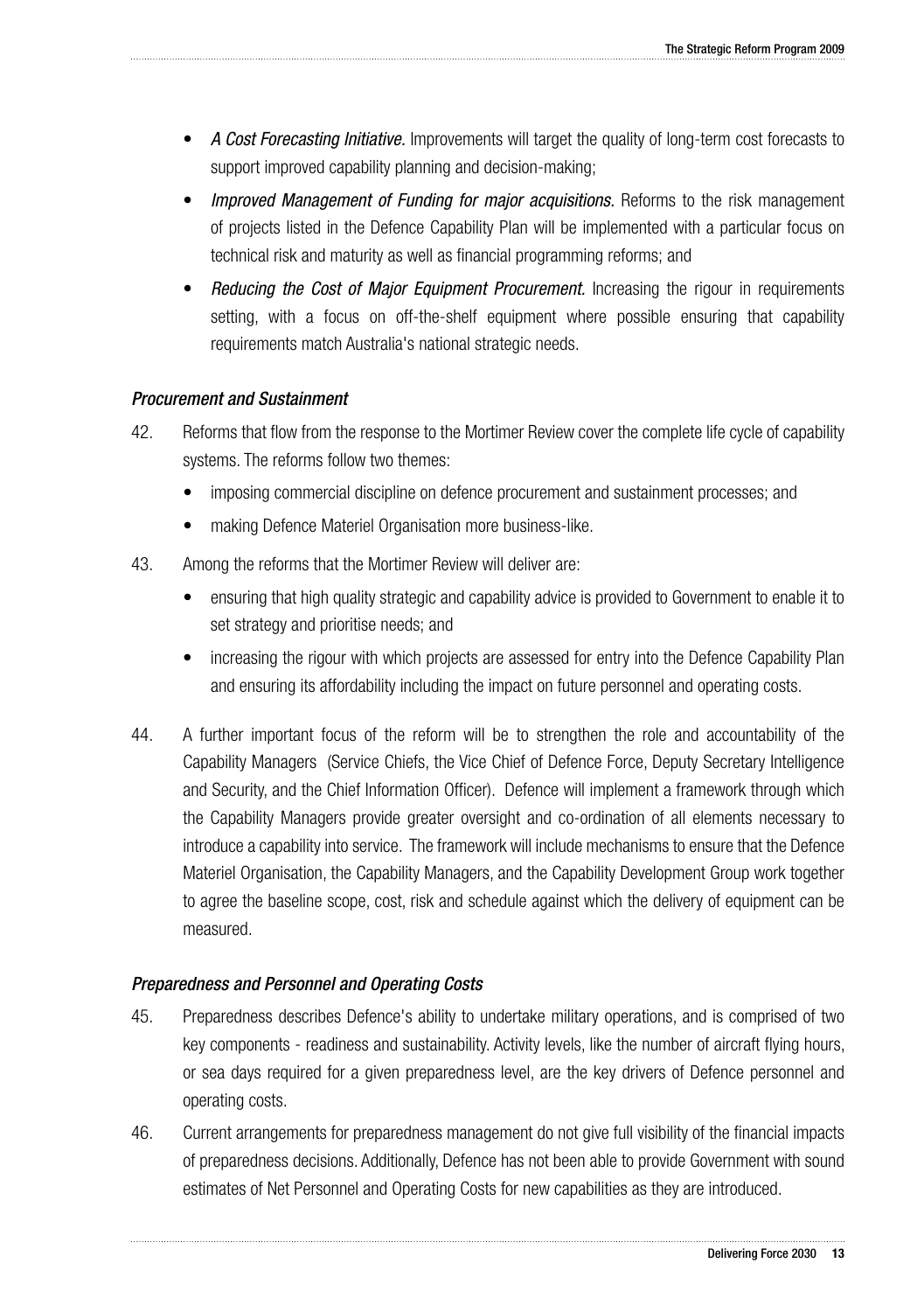- *A Cost Forecasting Initiative.* Improvements will target the quality of long-term cost forecasts to support improved capability planning and decision-making;
- *Improved Management of Funding for major acquisitions.* Reforms to the risk management of projects listed in the Defence Capability Plan will be implemented with a particular focus on technical risk and maturity as well as financial programming reforms; and
- *Reducing the Cost of Major Equipment Procurement.* Increasing the rigour in requirements setting, with a focus on off-the-shelf equipment where possible ensuring that capability requirements match Australia's national strategic needs.

### *Procurement and Sustainment*

42. Reforms that flow from the response to the Mortimer Review cover the complete life cycle of capability systems. The reforms follow two themes:
    - imposing commercial discipline on defence procurement and sustainment processes; and
    - making Defence Materiel Organisation more business-like.

43. Among the reforms that the Mortimer Review will deliver are:
    - ensuring that high quality strategic and capability advice is provided to Government to enable it to set strategy and prioritise needs; and
    - increasing the rigour with which projects are assessed for entry into the Defence Capability Plan and ensuring its affordability including the impact on future personnel and operating costs.

44. A further important focus of the reform will be to strengthen the role and accountability of the Capability Managers (Service Chiefs, the Vice Chief of Defence Force, Deputy Secretary Intelligence and Security, and the Chief Information Officer). Defence will implement a framework through which the Capability Managers provide greater oversight and co-ordination of all elements necessary to introduce a capability into service. The framework will include mechanisms to ensure that the Defence Materiel Organisation, the Capability Managers, and the Capability Development Group work together to agree the baseline scope, cost, risk and schedule against which the delivery of equipment can be measured.

### *Preparedness and Personnel and Operating Costs*

45. Preparedness describes Defence's ability to undertake military operations, and is comprised of two key components - readiness and sustainability. Activity levels, like the number of aircraft flying hours, or sea days required for a given preparedness level, are the key drivers of Defence personnel and operating costs.

46. Current arrangements for preparedness management do not give full visibility of the financial impacts of preparedness decisions. Additionally, Defence has not been able to provide Government with sound estimates of Net Personnel and Operating Costs for new capabilities as they are introduced.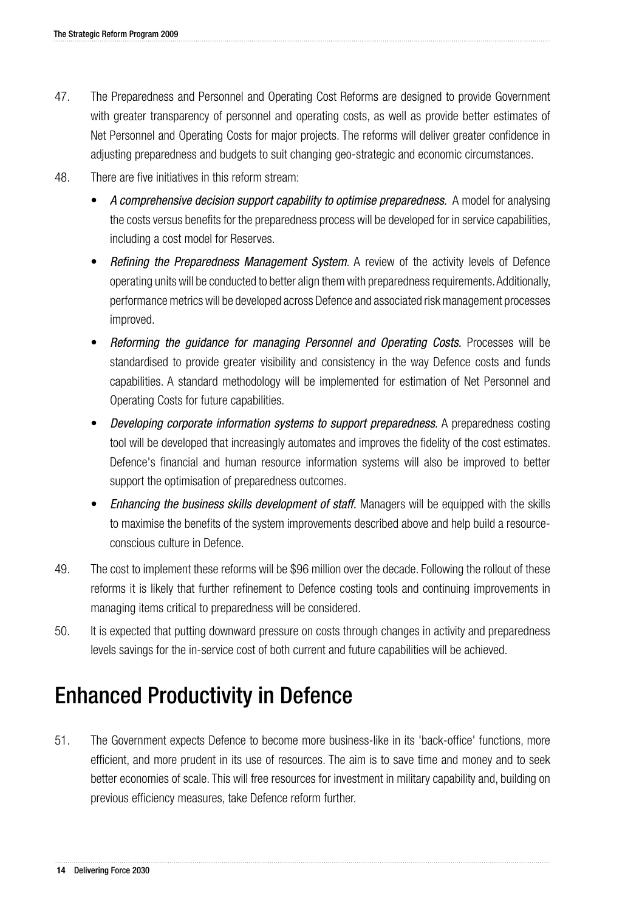47. The Preparedness and Personnel and Operating Cost Reforms are designed to provide Government with greater transparency of personnel and operating costs, as well as provide better estimates of Net Personnel and Operating Costs for major projects. The reforms will deliver greater confidence in adjusting preparedness and budgets to suit changing geo-strategic and economic circumstances.

48. There are five initiatives in this reform stream:

    - *A comprehensive decision support capability to optimise preparedness.* A model for analysing the costs versus benefits for the preparedness process will be developed for in service capabilities, including a cost model for Reserves.
    - *Refining the Preparedness Management System*. A review of the activity levels of Defence operating units will be conducted to better align them with preparedness requirements. Additionally, performance metrics will be developed across Defence and associated risk management processes improved.
    - *Reforming the guidance for managing Personnel and Operating Costs.* Processes will be standardised to provide greater visibility and consistency in the way Defence costs and funds capabilities. A standard methodology will be implemented for estimation of Net Personnel and Operating Costs for future capabilities.
    - *Developing corporate information systems to support preparedness.* A preparedness costing tool will be developed that increasingly automates and improves the fidelity of the cost estimates. Defence's financial and human resource information systems will also be improved to better support the optimisation of preparedness outcomes.
    - *Enhancing the business skills development of staff.* Managers will be equipped with the skills to maximise the benefits of the system improvements described above and help build a resource-conscious culture in Defence.

49. The cost to implement these reforms will be $96 million over the decade. Following the rollout of these reforms it is likely that further refinement to Defence costing tools and continuing improvements in managing items critical to preparedness will be considered.

50. It is expected that putting downward pressure on costs through changes in activity and preparedness levels savings for the in-service cost of both current and future capabilities will be achieved.

## Enhanced Productivity in Defence

51. The Government expects Defence to become more business-like in its 'back-office' functions, more efficient, and more prudent in its use of resources. The aim is to save time and money and to seek better economies of scale. This will free resources for investment in military capability and, building on previous efficiency measures, take Defence reform further.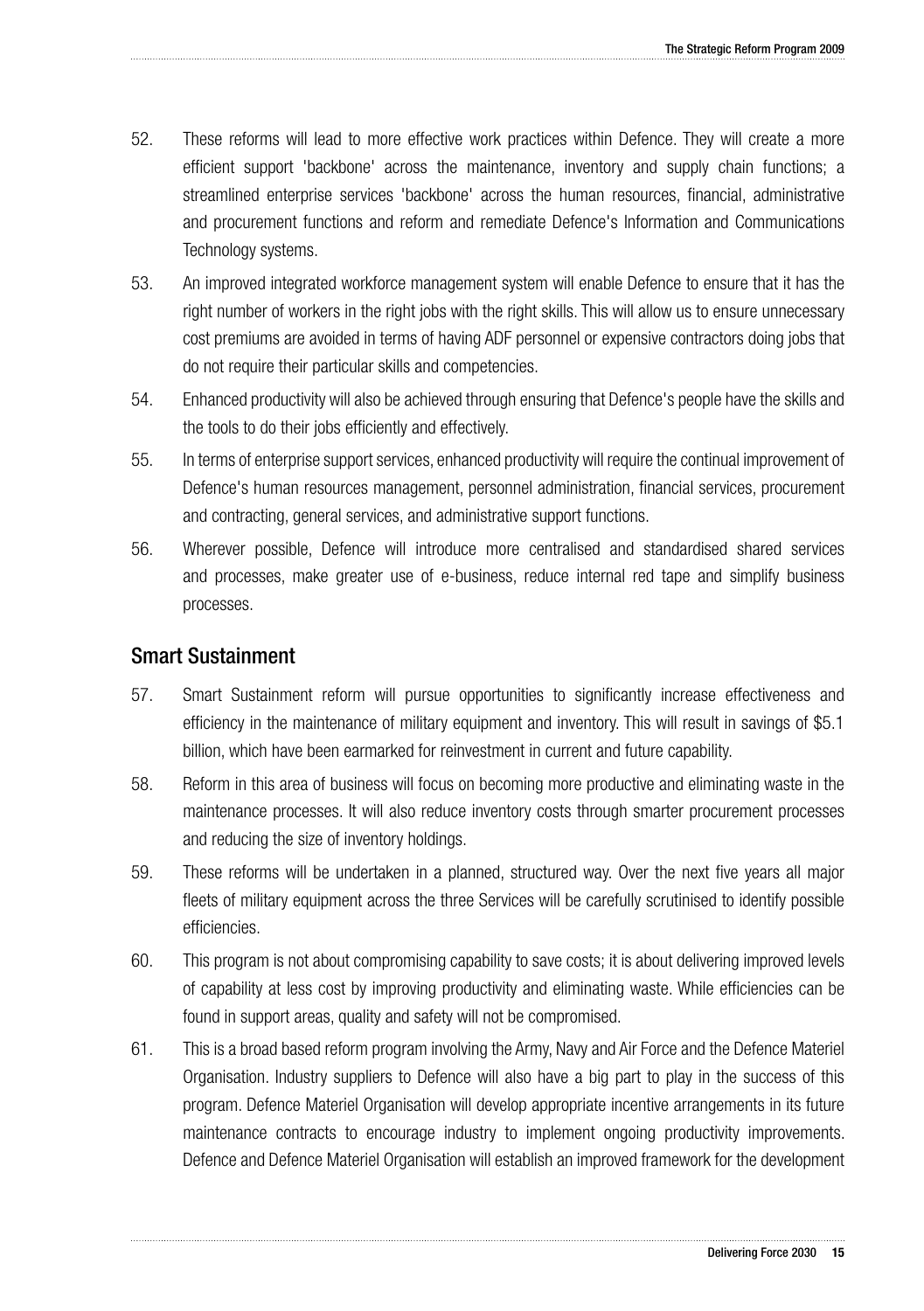52. These reforms will lead to more effective work practices within Defence. They will create a more efficient support 'backbone' across the maintenance, inventory and supply chain functions; a streamlined enterprise services 'backbone' across the human resources, financial, administrative and procurement functions and reform and remediate Defence's Information and Communications Technology systems.

53. An improved integrated workforce management system will enable Defence to ensure that it has the right number of workers in the right jobs with the right skills. This will allow us to ensure unnecessary cost premiums are avoided in terms of having ADF personnel or expensive contractors doing jobs that do not require their particular skills and competencies.

54. Enhanced productivity will also be achieved through ensuring that Defence's people have the skills and the tools to do their jobs efficiently and effectively.

55. In terms of enterprise support services, enhanced productivity will require the continual improvement of Defence's human resources management, personnel administration, financial services, procurement and contracting, general services, and administrative support functions.

56. Wherever possible, Defence will introduce more centralised and standardised shared services and processes, make greater use of e-business, reduce internal red tape and simplify business processes.

## Smart Sustainment

57. Smart Sustainment reform will pursue opportunities to significantly increase effectiveness and efficiency in the maintenance of military equipment and inventory. This will result in savings of $5.1 billion, which have been earmarked for reinvestment in current and future capability.

58. Reform in this area of business will focus on becoming more productive and eliminating waste in the maintenance processes. It will also reduce inventory costs through smarter procurement processes and reducing the size of inventory holdings.

59. These reforms will be undertaken in a planned, structured way. Over the next five years all major fleets of military equipment across the three Services will be carefully scrutinised to identify possible efficiencies.

60. This program is not about compromising capability to save costs; it is about delivering improved levels of capability at less cost by improving productivity and eliminating waste. While efficiencies can be found in support areas, quality and safety will not be compromised.

61. This is a broad based reform program involving the Army, Navy and Air Force and the Defence Materiel Organisation. Industry suppliers to Defence will also have a big part to play in the success of this program. Defence Materiel Organisation will develop appropriate incentive arrangements in its future maintenance contracts to encourage industry to implement ongoing productivity improvements. Defence and Defence Materiel Organisation will establish an improved framework for the development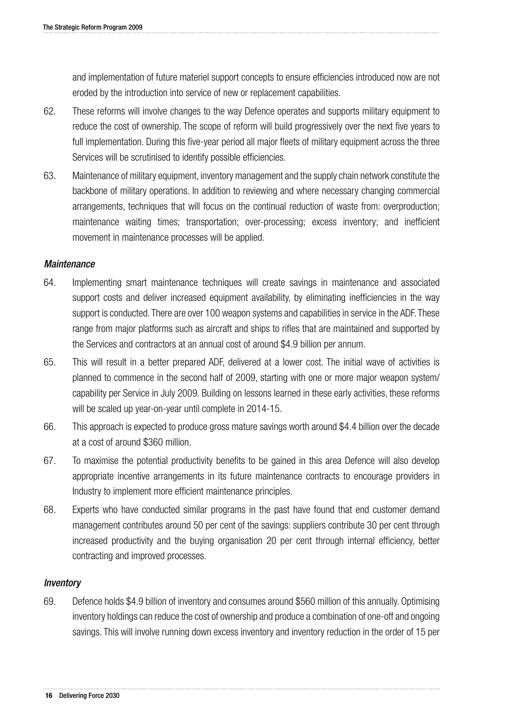and implementation of future materiel support concepts to ensure efficiencies introduced now are not eroded by the introduction into service of new or replacement capabilities.

62. These reforms will involve changes to the way Defence operates and supports military equipment to reduce the cost of ownership. The scope of reform will build progressively over the next five years to full implementation. During this five-year period all major fleets of military equipment across the three Services will be scrutinised to identify possible efficiencies.

63. Maintenance of military equipment, inventory management and the supply chain network constitute the backbone of military operations. In addition to reviewing and where necessary changing commercial arrangements, techniques that will focus on the continual reduction of waste from: overproduction; maintenance waiting times; transportation; over-processing; excess inventory; and inefficient movement in maintenance processes will be applied.

### *Maintenance*

64. Implementing smart maintenance techniques will create savings in maintenance and associated support costs and deliver increased equipment availability, by eliminating inefficiencies in the way support is conducted. There are over 100 weapon systems and capabilities in service in the ADF. These range from major platforms such as aircraft and ships to rifles that are maintained and supported by the Services and contractors at an annual cost of around $4.9 billion per annum.

65. This will result in a better prepared ADF, delivered at a lower cost. The initial wave of activities is planned to commence in the second half of 2009, starting with one or more major weapon system/ capability per Service in July 2009. Building on lessons learned in these early activities, these reforms will be scaled up year-on-year until complete in 2014-15.

66. This approach is expected to produce gross mature savings worth around $4.4 billion over the decade at a cost of around $360 million.

67. To maximise the potential productivity benefits to be gained in this area Defence will also develop appropriate incentive arrangements in its future maintenance contracts to encourage providers in Industry to implement more efficient maintenance principles.

68. Experts who have conducted similar programs in the past have found that end customer demand management contributes around 50 per cent of the savings: suppliers contribute 30 per cent through increased productivity and the buying organisation 20 per cent through internal efficiency, better contracting and improved processes.

### *Inventory*

69. Defence holds $4.9 billion of inventory and consumes around $560 million of this annually. Optimising inventory holdings can reduce the cost of ownership and produce a combination of one-off and ongoing savings. This will involve running down excess inventory and inventory reduction in the order of 15 per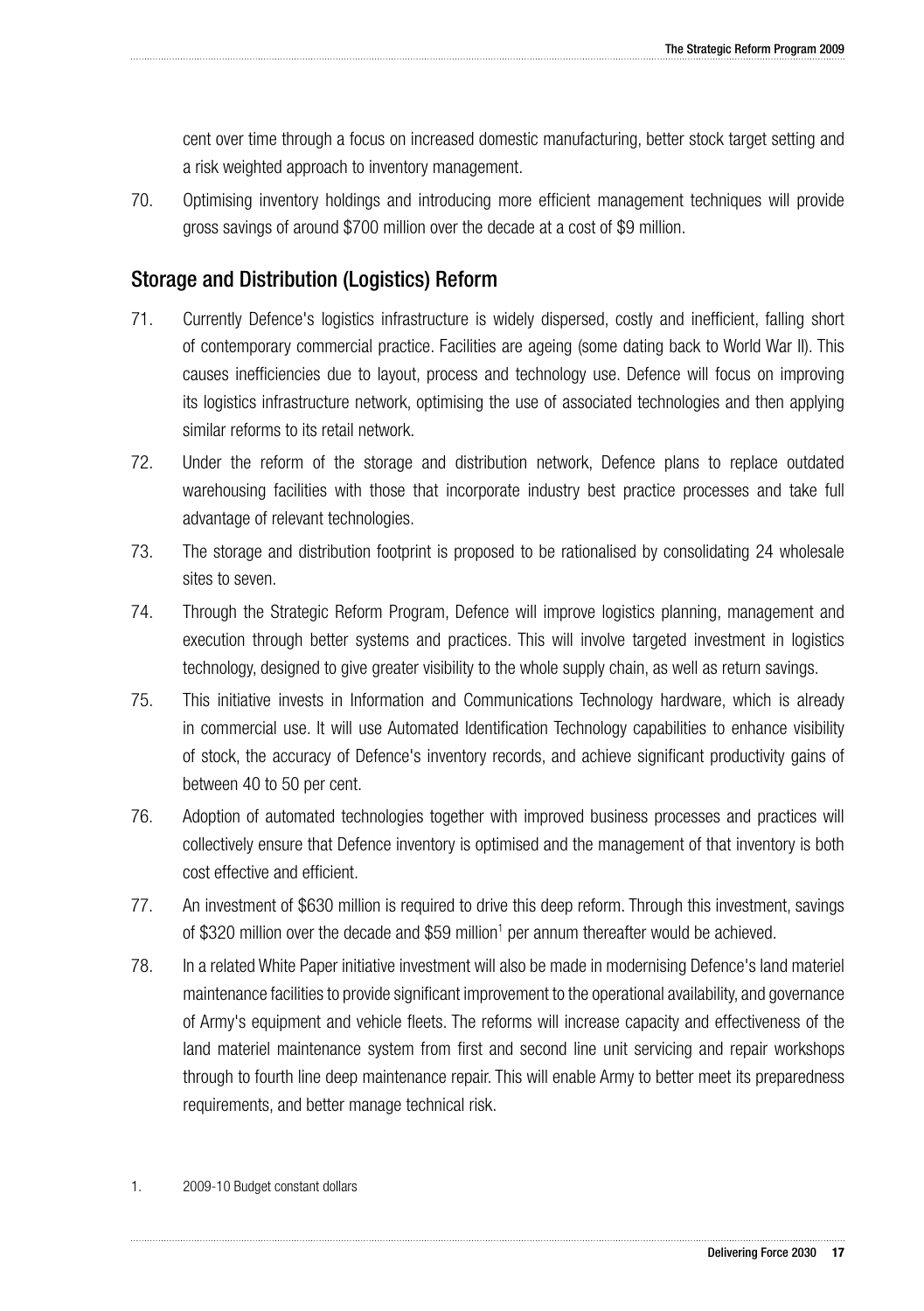cent over time through a focus on increased domestic manufacturing, better stock target setting and a risk weighted approach to inventory management.

70. Optimising inventory holdings and introducing more efficient management techniques will provide gross savings of around $700 million over the decade at a cost of $9 million.

## Storage and Distribution (Logistics) Reform

71. Currently Defence's logistics infrastructure is widely dispersed, costly and inefficient, falling short of contemporary commercial practice. Facilities are ageing (some dating back to World War II). This causes inefficiencies due to layout, process and technology use. Defence will focus on improving its logistics infrastructure network, optimising the use of associated technologies and then applying similar reforms to its retail network.

72. Under the reform of the storage and distribution network, Defence plans to replace outdated warehousing facilities with those that incorporate industry best practice processes and take full advantage of relevant technologies.

73. The storage and distribution footprint is proposed to be rationalised by consolidating 24 wholesale sites to seven.

74. Through the Strategic Reform Program, Defence will improve logistics planning, management and execution through better systems and practices. This will involve targeted investment in logistics technology, designed to give greater visibility to the whole supply chain, as well as return savings.

75. This initiative invests in Information and Communications Technology hardware, which is already in commercial use. It will use Automated Identification Technology capabilities to enhance visibility of stock, the accuracy of Defence's inventory records, and achieve significant productivity gains of between 40 to 50 per cent.

76. Adoption of automated technologies together with improved business processes and practices will collectively ensure that Defence inventory is optimised and the management of that inventory is both cost effective and efficient.

77. An investment of $630 million is required to drive this deep reform. Through this investment, savings of $320 million over the decade and $59 million[1] per annum thereafter would be achieved.

78. In a related White Paper initiative investment will also be made in modernising Defence's land materiel maintenance facilities to provide significant improvement to the operational availability, and governance of Army's equipment and vehicle fleets. The reforms will increase capacity and effectiveness of the land materiel maintenance system from first and second line unit servicing and repair workshops through to fourth line deep maintenance repair. This will enable Army to better meet its preparedness requirements, and better manage technical risk.

1. 2009-10 Budget constant dollars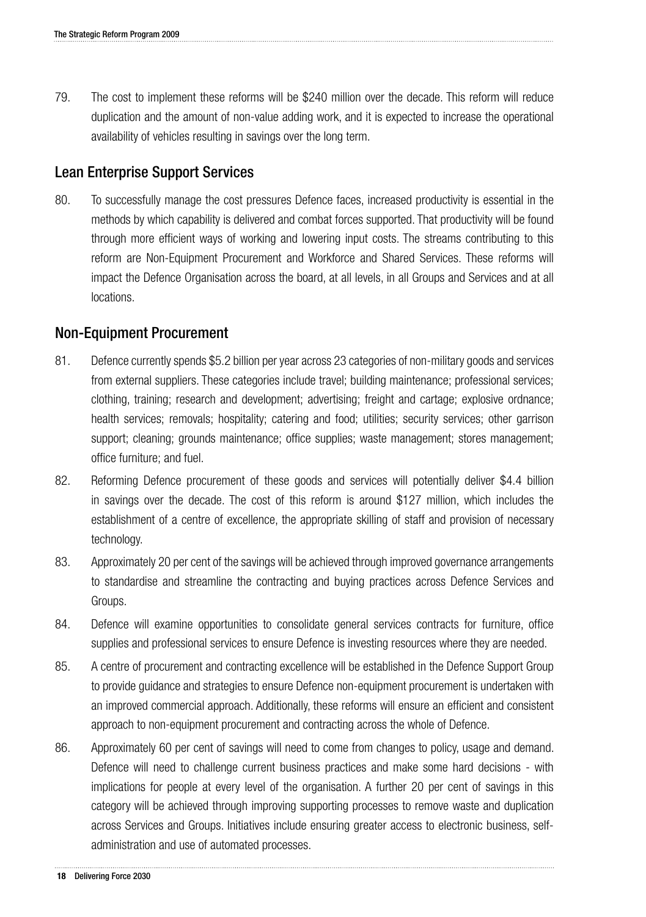79. The cost to implement these reforms will be $240 million over the decade. This reform will reduce duplication and the amount of non-value adding work, and it is expected to increase the operational availability of vehicles resulting in savings over the long term.

## Lean Enterprise Support Services

80. To successfully manage the cost pressures Defence faces, increased productivity is essential in the methods by which capability is delivered and combat forces supported. That productivity will be found through more efficient ways of working and lowering input costs. The streams contributing to this reform are Non-Equipment Procurement and Workforce and Shared Services. These reforms will impact the Defence Organisation across the board, at all levels, in all Groups and Services and at all locations.

## Non-Equipment Procurement

81. Defence currently spends $5.2 billion per year across 23 categories of non-military goods and services from external suppliers. These categories include travel; building maintenance; professional services; clothing, training; research and development; advertising; freight and cartage; explosive ordnance; health services; removals; hospitality; catering and food; utilities; security services; other garrison support; cleaning; grounds maintenance; office supplies; waste management; stores management; office furniture; and fuel.

82. Reforming Defence procurement of these goods and services will potentially deliver $4.4 billion in savings over the decade. The cost of this reform is around $127 million, which includes the establishment of a centre of excellence, the appropriate skilling of staff and provision of necessary technology.

83. Approximately 20 per cent of the savings will be achieved through improved governance arrangements to standardise and streamline the contracting and buying practices across Defence Services and Groups.

84. Defence will examine opportunities to consolidate general services contracts for furniture, office supplies and professional services to ensure Defence is investing resources where they are needed.

85. A centre of procurement and contracting excellence will be established in the Defence Support Group to provide guidance and strategies to ensure Defence non-equipment procurement is undertaken with an improved commercial approach. Additionally, these reforms will ensure an efficient and consistent approach to non-equipment procurement and contracting across the whole of Defence.

86. Approximately 60 per cent of savings will need to come from changes to policy, usage and demand. Defence will need to challenge current business practices and make some hard decisions - with implications for people at every level of the organisation. A further 20 per cent of savings in this category will be achieved through improving supporting processes to remove waste and duplication across Services and Groups. Initiatives include ensuring greater access to electronic business, self-administration and use of automated processes.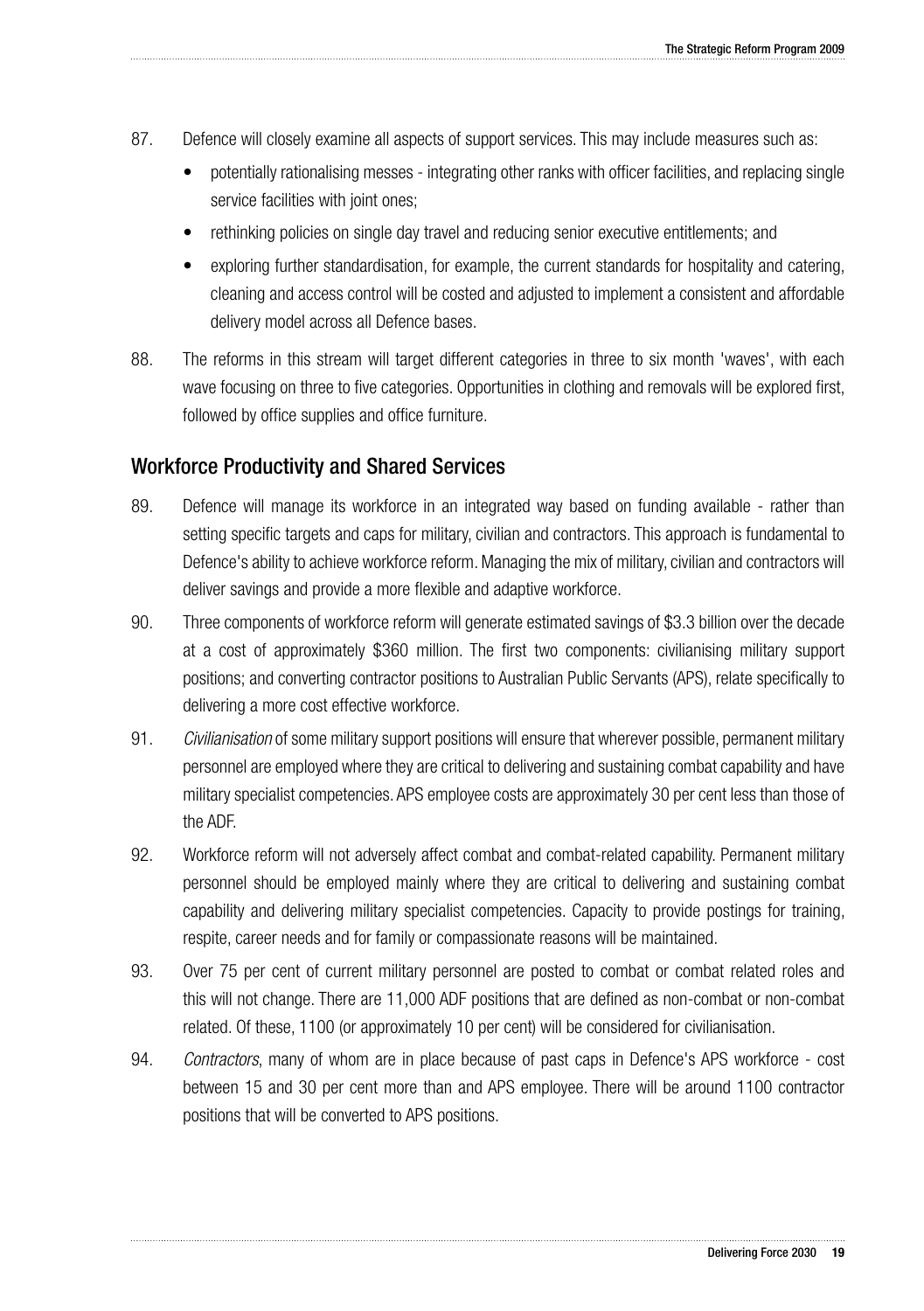87. Defence will closely examine all aspects of support services. This may include measures such as:

- potentially rationalising messes - integrating other ranks with officer facilities, and replacing single service facilities with joint ones;
- rethinking policies on single day travel and reducing senior executive entitlements; and
- exploring further standardisation, for example, the current standards for hospitality and catering, cleaning and access control will be costed and adjusted to implement a consistent and affordable delivery model across all Defence bases.

88. The reforms in this stream will target different categories in three to six month 'waves', with each wave focusing on three to five categories. Opportunities in clothing and removals will be explored first, followed by office supplies and office furniture.

## Workforce Productivity and Shared Services

89. Defence will manage its workforce in an integrated way based on funding available - rather than setting specific targets and caps for military, civilian and contractors. This approach is fundamental to Defence's ability to achieve workforce reform. Managing the mix of military, civilian and contractors will deliver savings and provide a more flexible and adaptive workforce.

90. Three components of workforce reform will generate estimated savings of $3.3 billion over the decade at a cost of approximately $360 million. The first two components: civilianising military support positions; and converting contractor positions to Australian Public Servants (APS), relate specifically to delivering a more cost effective workforce.

91. *Civilianisation* of some military support positions will ensure that wherever possible, permanent military personnel are employed where they are critical to delivering and sustaining combat capability and have military specialist competencies. APS employee costs are approximately 30 per cent less than those of the ADF.

92. Workforce reform will not adversely affect combat and combat-related capability. Permanent military personnel should be employed mainly where they are critical to delivering and sustaining combat capability and delivering military specialist competencies. Capacity to provide postings for training, respite, career needs and for family or compassionate reasons will be maintained.

93. Over 75 per cent of current military personnel are posted to combat or combat related roles and this will not change. There are 11,000 ADF positions that are defined as non-combat or non-combat related. Of these, 1100 (or approximately 10 per cent) will be considered for civilianisation.

94. *Contractors*, many of whom are in place because of past caps in Defence's APS workforce - cost between 15 and 30 per cent more than and APS employee. There will be around 1100 contractor positions that will be converted to APS positions.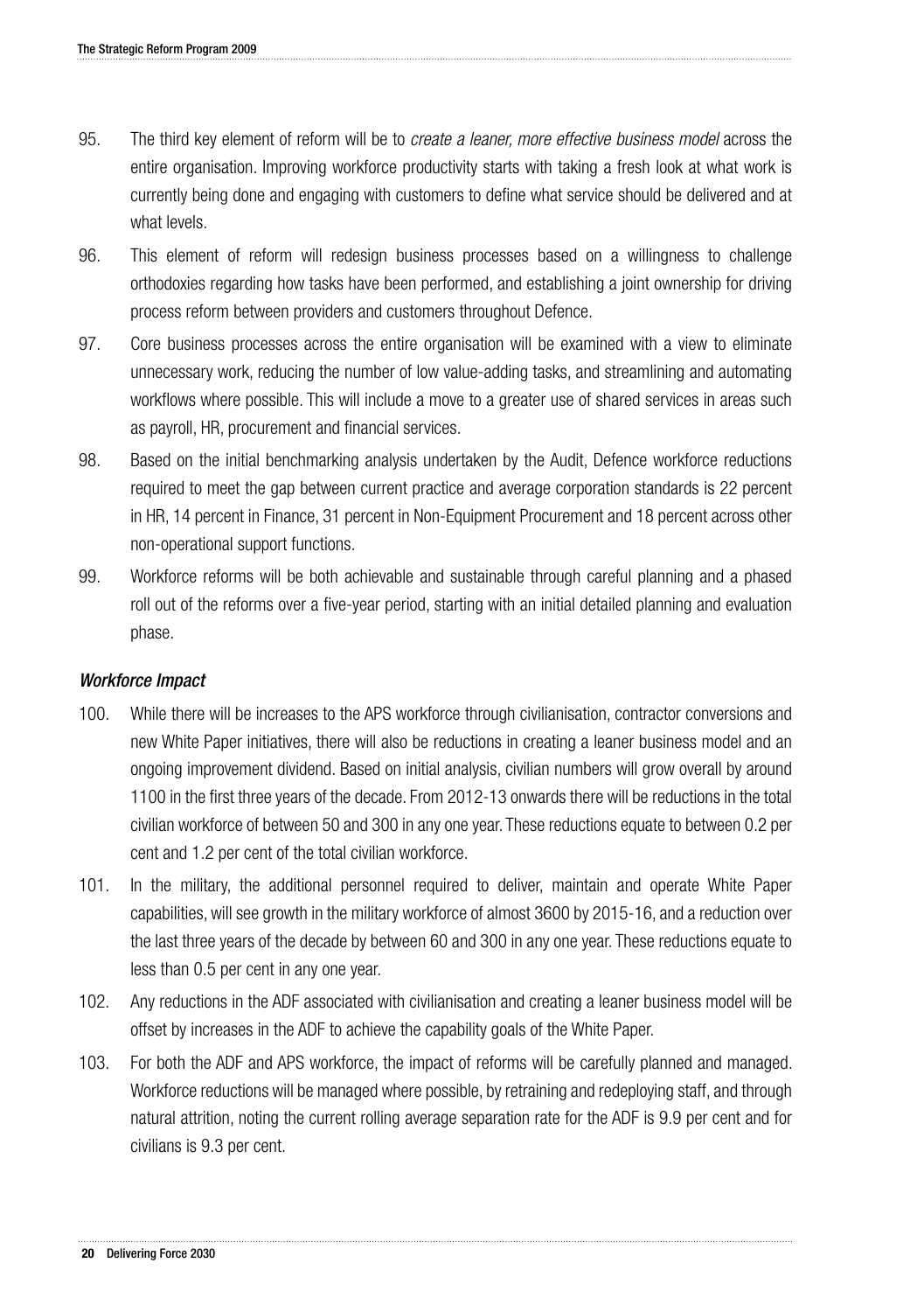95. The third key element of reform will be to *create a leaner, more effective business model* across the entire organisation. Improving workforce productivity starts with taking a fresh look at what work is currently being done and engaging with customers to define what service should be delivered and at what levels.

96. This element of reform will redesign business processes based on a willingness to challenge orthodoxies regarding how tasks have been performed, and establishing a joint ownership for driving process reform between providers and customers throughout Defence.

97. Core business processes across the entire organisation will be examined with a view to eliminate unnecessary work, reducing the number of low value-adding tasks, and streamlining and automating workflows where possible. This will include a move to a greater use of shared services in areas such as payroll, HR, procurement and financial services.

98. Based on the initial benchmarking analysis undertaken by the Audit, Defence workforce reductions required to meet the gap between current practice and average corporation standards is 22 percent in HR, 14 percent in Finance, 31 percent in Non-Equipment Procurement and 18 percent across other non-operational support functions.

99. Workforce reforms will be both achievable and sustainable through careful planning and a phased roll out of the reforms over a five-year period, starting with an initial detailed planning and evaluation phase.

### *Workforce Impact*

100. While there will be increases to the APS workforce through civilianisation, contractor conversions and new White Paper initiatives, there will also be reductions in creating a leaner business model and an ongoing improvement dividend. Based on initial analysis, civilian numbers will grow overall by around 1100 in the first three years of the decade. From 2012-13 onwards there will be reductions in the total civilian workforce of between 50 and 300 in any one year. These reductions equate to between 0.2 per cent and 1.2 per cent of the total civilian workforce.

101. In the military, the additional personnel required to deliver, maintain and operate White Paper capabilities, will see growth in the military workforce of almost 3600 by 2015-16, and a reduction over the last three years of the decade by between 60 and 300 in any one year. These reductions equate to less than 0.5 per cent in any one year.

102. Any reductions in the ADF associated with civilianisation and creating a leaner business model will be offset by increases in the ADF to achieve the capability goals of the White Paper.

103. For both the ADF and APS workforce, the impact of reforms will be carefully planned and managed. Workforce reductions will be managed where possible, by retraining and redeploying staff, and through natural attrition, noting the current rolling average separation rate for the ADF is 9.9 per cent and for civilians is 9.3 per cent.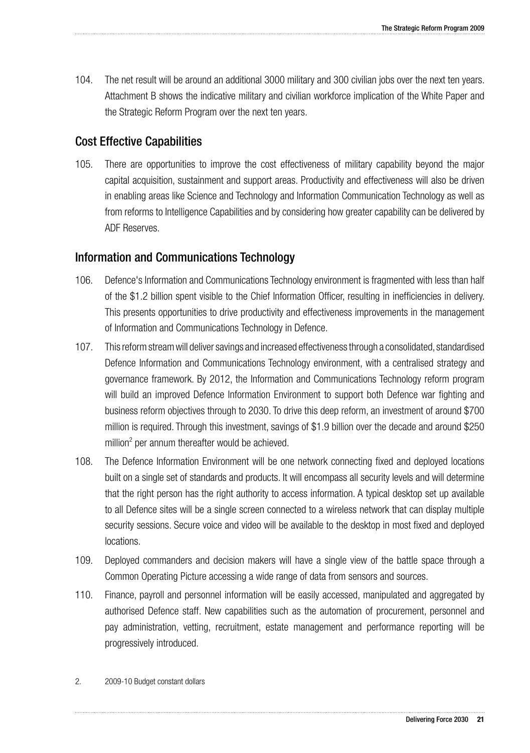104. The net result will be around an additional 3000 military and 300 civilian jobs over the next ten years. Attachment B shows the indicative military and civilian workforce implication of the White Paper and the Strategic Reform Program over the next ten years.

## Cost Effective Capabilities

105. There are opportunities to improve the cost effectiveness of military capability beyond the major capital acquisition, sustainment and support areas. Productivity and effectiveness will also be driven in enabling areas like Science and Technology and Information Communication Technology as well as from reforms to Intelligence Capabilities and by considering how greater capability can be delivered by ADF Reserves.

## Information and Communications Technology

106. Defence's Information and Communications Technology environment is fragmented with less than half of the $1.2 billion spent visible to the Chief Information Officer, resulting in inefficiencies in delivery. This presents opportunities to drive productivity and effectiveness improvements in the management of Information and Communications Technology in Defence.

107. This reform stream will deliver savings and increased effectiveness through a consolidated, standardised Defence Information and Communications Technology environment, with a centralised strategy and governance framework. By 2012, the Information and Communications Technology reform program will build an improved Defence Information Environment to support both Defence war fighting and business reform objectives through to 2030. To drive this deep reform, an investment of around $700 million is required. Through this investment, savings of $1.9 billion over the decade and around $250 million[2] per annum thereafter would be achieved.

108. The Defence Information Environment will be one network connecting fixed and deployed locations built on a single set of standards and products. It will encompass all security levels and will determine that the right person has the right authority to access information. A typical desktop set up available to all Defence sites will be a single screen connected to a wireless network that can display multiple security sessions. Secure voice and video will be available to the desktop in most fixed and deployed locations.

109. Deployed commanders and decision makers will have a single view of the battle space through a Common Operating Picture accessing a wide range of data from sensors and sources.

110. Finance, payroll and personnel information will be easily accessed, manipulated and aggregated by authorised Defence staff. New capabilities such as the automation of procurement, personnel and pay administration, vetting, recruitment, estate management and performance reporting will be progressively introduced.

2. 2009-10 Budget constant dollars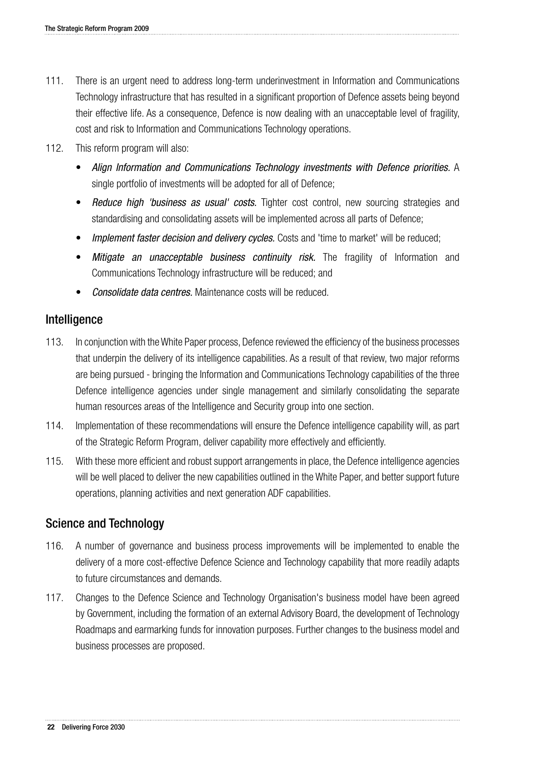111. There is an urgent need to address long-term underinvestment in Information and Communications Technology infrastructure that has resulted in a significant proportion of Defence assets being beyond their effective life. As a consequence, Defence is now dealing with an unacceptable level of fragility, cost and risk to Information and Communications Technology operations.

112. This reform program will also:

- *Align Information and Communications Technology investments with Defence priorities.* A single portfolio of investments will be adopted for all of Defence;
- *Reduce high 'business as usual' costs.* Tighter cost control, new sourcing strategies and standardising and consolidating assets will be implemented across all parts of Defence;
- *Implement faster decision and delivery cycles.* Costs and 'time to market' will be reduced;
- *Mitigate an unacceptable business continuity risk.* The fragility of Information and Communications Technology infrastructure will be reduced; and
- *Consolidate data centres.* Maintenance costs will be reduced.

## Intelligence

113. In conjunction with the White Paper process, Defence reviewed the efficiency of the business processes that underpin the delivery of its intelligence capabilities. As a result of that review, two major reforms are being pursued - bringing the Information and Communications Technology capabilities of the three Defence intelligence agencies under single management and similarly consolidating the separate human resources areas of the Intelligence and Security group into one section.

114. Implementation of these recommendations will ensure the Defence intelligence capability will, as part of the Strategic Reform Program, deliver capability more effectively and efficiently.

115. With these more efficient and robust support arrangements in place, the Defence intelligence agencies will be well placed to deliver the new capabilities outlined in the White Paper, and better support future operations, planning activities and next generation ADF capabilities.

## Science and Technology

116. A number of governance and business process improvements will be implemented to enable the delivery of a more cost-effective Defence Science and Technology capability that more readily adapts to future circumstances and demands.

117. Changes to the Defence Science and Technology Organisation's business model have been agreed by Government, including the formation of an external Advisory Board, the development of Technology Roadmaps and earmarking funds for innovation purposes. Further changes to the business model and business processes are proposed.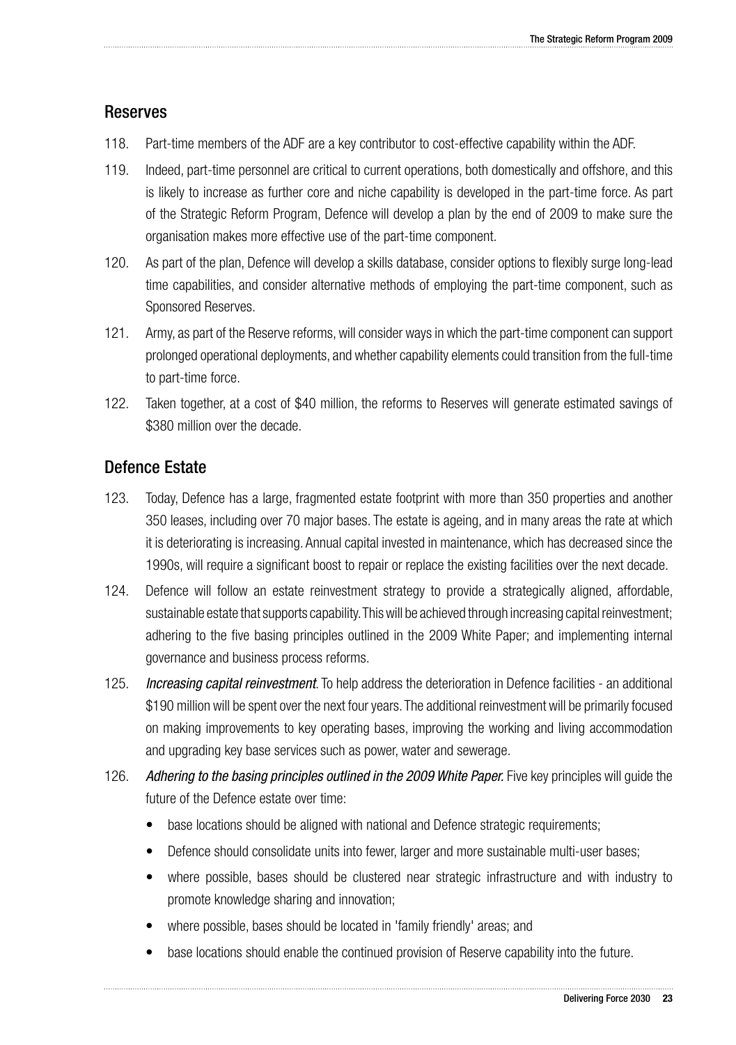## Reserves

118. Part-time members of the ADF are a key contributor to cost-effective capability within the ADF.

119. Indeed, part-time personnel are critical to current operations, both domestically and offshore, and this is likely to increase as further core and niche capability is developed in the part-time force. As part of the Strategic Reform Program, Defence will develop a plan by the end of 2009 to make sure the organisation makes more effective use of the part-time component.

120. As part of the plan, Defence will develop a skills database, consider options to flexibly surge long-lead time capabilities, and consider alternative methods of employing the part-time component, such as Sponsored Reserves.

121. Army, as part of the Reserve reforms, will consider ways in which the part-time component can support prolonged operational deployments, and whether capability elements could transition from the full-time to part-time force.

122. Taken together, at a cost of $40 million, the reforms to Reserves will generate estimated savings of $380 million over the decade.

## Defence Estate

123. Today, Defence has a large, fragmented estate footprint with more than 350 properties and another 350 leases, including over 70 major bases. The estate is ageing, and in many areas the rate at which it is deteriorating is increasing. Annual capital invested in maintenance, which has decreased since the 1990s, will require a significant boost to repair or replace the existing facilities over the next decade.

124. Defence will follow an estate reinvestment strategy to provide a strategically aligned, affordable, sustainable estate that supports capability. This will be achieved through increasing capital reinvestment; adhering to the five basing principles outlined in the 2009 White Paper; and implementing internal governance and business process reforms.

125. *Increasing capital reinvestment*. To help address the deterioration in Defence facilities - an additional $190 million will be spent over the next four years. The additional reinvestment will be primarily focused on making improvements to key operating bases, improving the working and living accommodation and upgrading key base services such as power, water and sewerage.

126. *Adhering to the basing principles outlined in the 2009 White Paper.* Five key principles will guide the future of the Defence estate over time:

- base locations should be aligned with national and Defence strategic requirements;
- Defence should consolidate units into fewer, larger and more sustainable multi-user bases;
- where possible, bases should be clustered near strategic infrastructure and with industry to promote knowledge sharing and innovation;
- where possible, bases should be located in 'family friendly' areas; and
- base locations should enable the continued provision of Reserve capability into the future.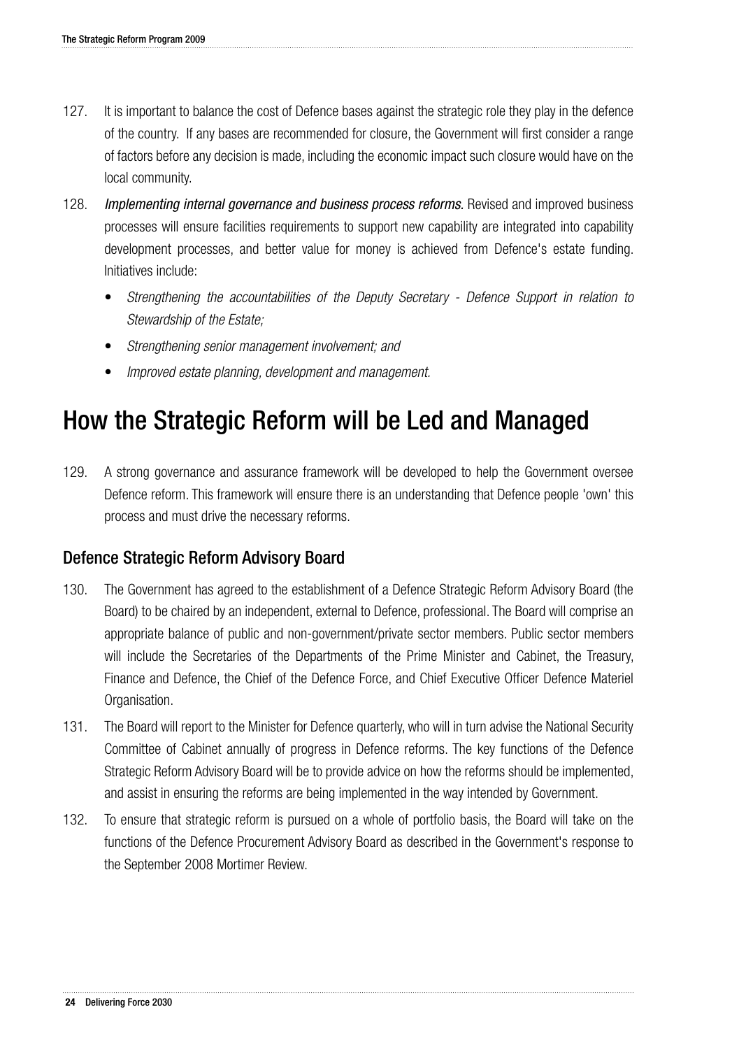127. It is important to balance the cost of Defence bases against the strategic role they play in the defence of the country. If any bases are recommended for closure, the Government will first consider a range of factors before any decision is made, including the economic impact such closure would have on the local community.

128. *Implementing internal governance and business process reforms.* Revised and improved business processes will ensure facilities requirements to support new capability are integrated into capability development processes, and better value for money is achieved from Defence's estate funding. Initiatives include:

   - *Strengthening the accountabilities of the Deputy Secretary - Defence Support in relation to Stewardship of the Estate;*
   - *Strengthening senior management involvement; and*
   - *Improved estate planning, development and management.*

# How the Strategic Reform will be Led and Managed

129. A strong governance and assurance framework will be developed to help the Government oversee Defence reform. This framework will ensure there is an understanding that Defence people 'own' this process and must drive the necessary reforms.

## Defence Strategic Reform Advisory Board

130. The Government has agreed to the establishment of a Defence Strategic Reform Advisory Board (the Board) to be chaired by an independent, external to Defence, professional. The Board will comprise an appropriate balance of public and non-government/private sector members. Public sector members will include the Secretaries of the Departments of the Prime Minister and Cabinet, the Treasury, Finance and Defence, the Chief of the Defence Force, and Chief Executive Officer Defence Materiel Organisation.

131. The Board will report to the Minister for Defence quarterly, who will in turn advise the National Security Committee of Cabinet annually of progress in Defence reforms. The key functions of the Defence Strategic Reform Advisory Board will be to provide advice on how the reforms should be implemented, and assist in ensuring the reforms are being implemented in the way intended by Government.

132. To ensure that strategic reform is pursued on a whole of portfolio basis, the Board will take on the functions of the Defence Procurement Advisory Board as described in the Government's response to the September 2008 Mortimer Review.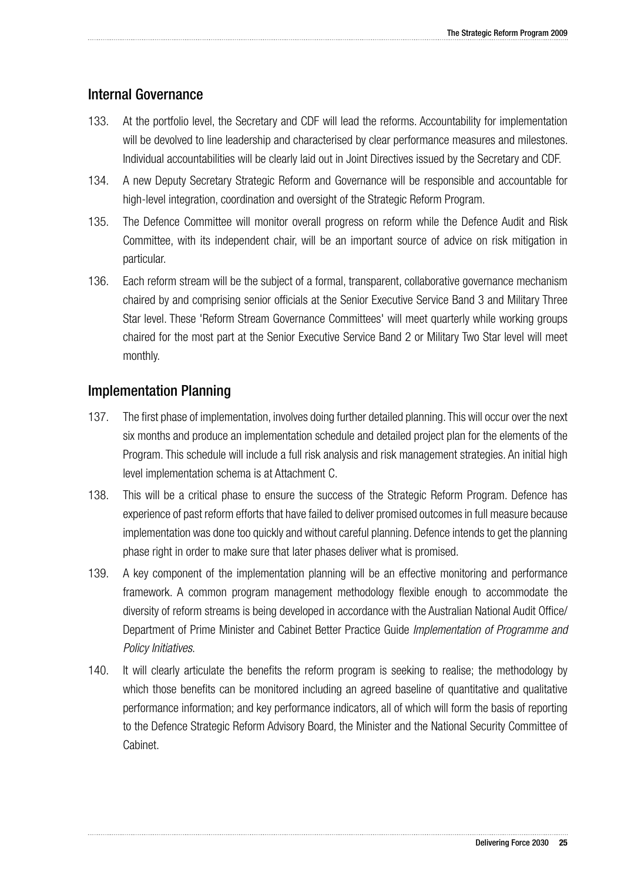## Internal Governance

133. At the portfolio level, the Secretary and CDF will lead the reforms. Accountability for implementation will be devolved to line leadership and characterised by clear performance measures and milestones. Individual accountabilities will be clearly laid out in Joint Directives issued by the Secretary and CDF.

134. A new Deputy Secretary Strategic Reform and Governance will be responsible and accountable for high-level integration, coordination and oversight of the Strategic Reform Program.

135. The Defence Committee will monitor overall progress on reform while the Defence Audit and Risk Committee, with its independent chair, will be an important source of advice on risk mitigation in particular.

136. Each reform stream will be the subject of a formal, transparent, collaborative governance mechanism chaired by and comprising senior officials at the Senior Executive Service Band 3 and Military Three Star level. These 'Reform Stream Governance Committees' will meet quarterly while working groups chaired for the most part at the Senior Executive Service Band 2 or Military Two Star level will meet monthly.

## Implementation Planning

137. The first phase of implementation, involves doing further detailed planning. This will occur over the next six months and produce an implementation schedule and detailed project plan for the elements of the Program. This schedule will include a full risk analysis and risk management strategies. An initial high level implementation schema is at Attachment C.

138. This will be a critical phase to ensure the success of the Strategic Reform Program. Defence has experience of past reform efforts that have failed to deliver promised outcomes in full measure because implementation was done too quickly and without careful planning. Defence intends to get the planning phase right in order to make sure that later phases deliver what is promised.

139. A key component of the implementation planning will be an effective monitoring and performance framework. A common program management methodology flexible enough to accommodate the diversity of reform streams is being developed in accordance with the Australian National Audit Office/ Department of Prime Minister and Cabinet Better Practice Guide *Implementation of Programme and Policy Initiatives*.

140. It will clearly articulate the benefits the reform program is seeking to realise; the methodology by which those benefits can be monitored including an agreed baseline of quantitative and qualitative performance information; and key performance indicators, all of which will form the basis of reporting to the Defence Strategic Reform Advisory Board, the Minister and the National Security Committee of Cabinet.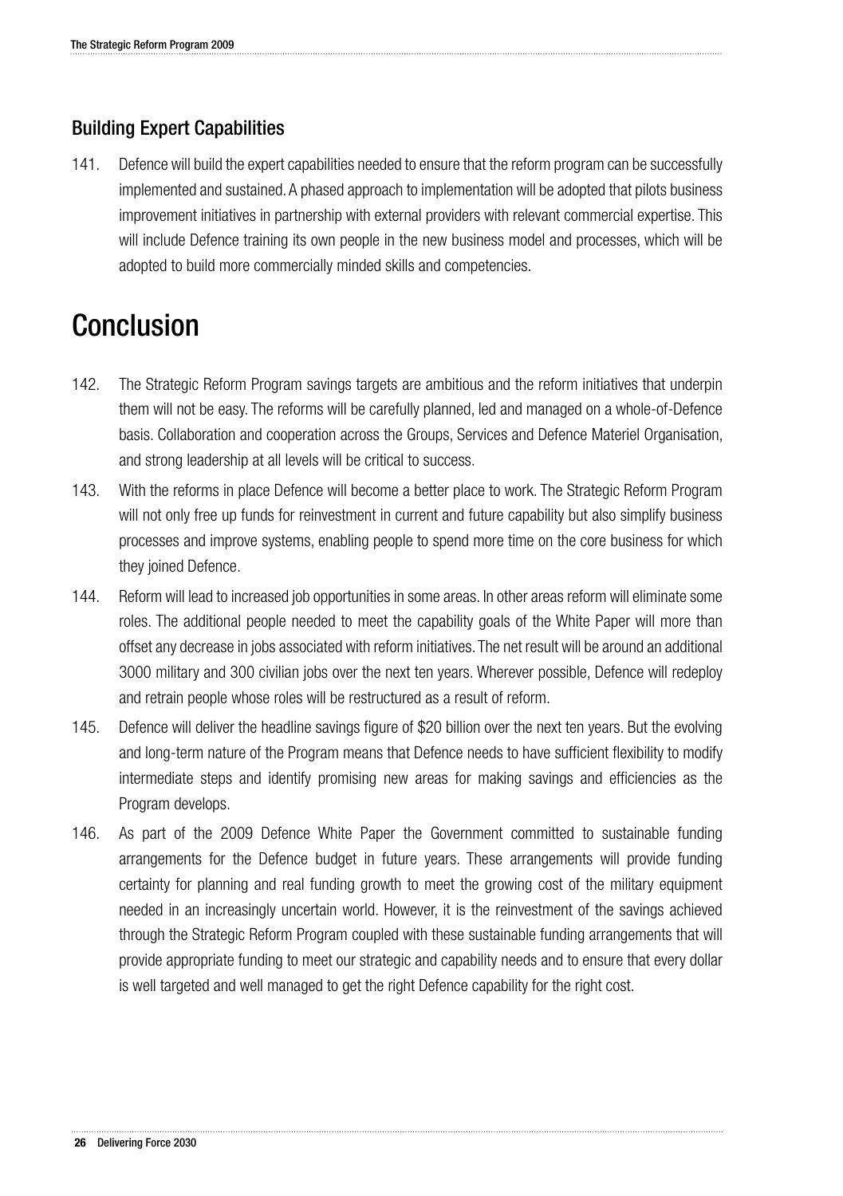## Building Expert Capabilities

141. Defence will build the expert capabilities needed to ensure that the reform program can be successfully implemented and sustained. A phased approach to implementation will be adopted that pilots business improvement initiatives in partnership with external providers with relevant commercial expertise. This will include Defence training its own people in the new business model and processes, which will be adopted to build more commercially minded skills and competencies.

# Conclusion

142. The Strategic Reform Program savings targets are ambitious and the reform initiatives that underpin them will not be easy. The reforms will be carefully planned, led and managed on a whole-of-Defence basis. Collaboration and cooperation across the Groups, Services and Defence Materiel Organisation, and strong leadership at all levels will be critical to success.

143. With the reforms in place Defence will become a better place to work. The Strategic Reform Program will not only free up funds for reinvestment in current and future capability but also simplify business processes and improve systems, enabling people to spend more time on the core business for which they joined Defence.

144. Reform will lead to increased job opportunities in some areas. In other areas reform will eliminate some roles. The additional people needed to meet the capability goals of the White Paper will more than offset any decrease in jobs associated with reform initiatives. The net result will be around an additional 3000 military and 300 civilian jobs over the next ten years. Wherever possible, Defence will redeploy and retrain people whose roles will be restructured as a result of reform.

145. Defence will deliver the headline savings figure of $20 billion over the next ten years. But the evolving and long-term nature of the Program means that Defence needs to have sufficient flexibility to modify intermediate steps and identify promising new areas for making savings and efficiencies as the Program develops.

146. As part of the 2009 Defence White Paper the Government committed to sustainable funding arrangements for the Defence budget in future years. These arrangements will provide funding certainty for planning and real funding growth to meet the growing cost of the military equipment needed in an increasingly uncertain world. However, it is the reinvestment of the savings achieved through the Strategic Reform Program coupled with these sustainable funding arrangements that will provide appropriate funding to meet our strategic and capability needs and to ensure that every dollar is well targeted and well managed to get the right Defence capability for the right cost.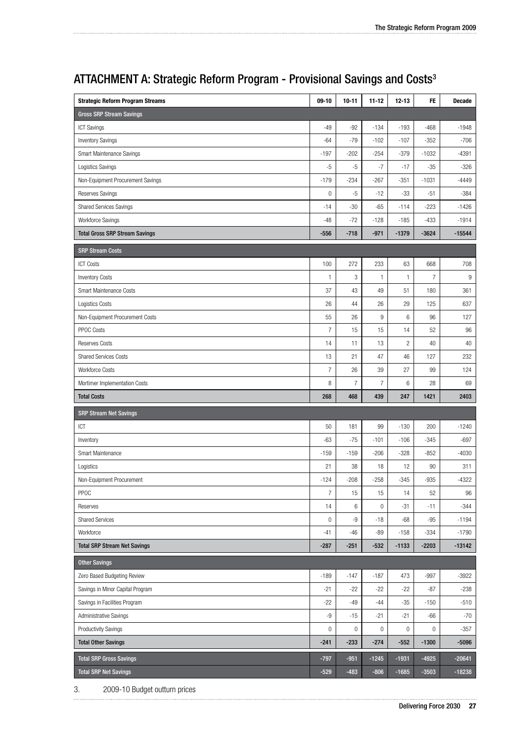## ATTACHMENT A: Strategic Reform Program - Provisional Savings and Costs[3]

| Strategic Reform Program Streams | 09-10 | 10-11 | 11-12 | 12-13 | FE | Decade |
|---|---|---|---|---|---|---|
| **Gross SRP Stream Savings** | | | | | | |
| ICT Savings | -49 | -92 | -134 | -193 | -468 | -1948 |
| Inventory Savings | -64 | -79 | -102 | -107 | -352 | -706 |
| Smart Maintenance Savings | -197 | -202 | -254 | -379 | -1032 | -4391 |
| Logistics Savings | -5 | -5 | -7 | -17 | -35 | -326 |
| Non-Equipment Procurement Savings | -179 | -234 | -267 | -351 | -1031 | -4449 |
| Reserves Savings | 0 | -5 | -12 | -33 | -51 | -384 |
| Shared Services Savings | -14 | -30 | -65 | -114 | -223 | -1426 |
| Workforce Savings | -48 | -72 | -128 | -185 | -433 | -1914 |
| **Total Gross SRP Stream Savings** | **-556** | **-718** | **-971** | **-1379** | **-3624** | **-15544** |
| **SRP Stream Costs** | | | | | | |
| ICT Costs | 100 | 272 | 233 | 63 | 668 | 708 |
| Inventory Costs | 1 | 3 | 1 | 1 | 7 | 9 |
| Smart Maintenance Costs | 37 | 43 | 49 | 51 | 180 | 361 |
| Logistics Costs | 26 | 44 | 26 | 29 | 125 | 637 |
| Non-Equipment Procurement Costs | 55 | 26 | 9 | 6 | 96 | 127 |
| PPOC Costs | 7 | 15 | 15 | 14 | 52 | 96 |
| Reserves Costs | 14 | 11 | 13 | 2 | 40 | 40 |
| Shared Services Costs | 13 | 21 | 47 | 46 | 127 | 232 |
| Workforce Costs | 7 | 26 | 39 | 27 | 99 | 124 |
| Mortimer Implementation Costs | 8 | 7 | 7 | 6 | 28 | 69 |
| **Total Costs** | **268** | **468** | **439** | **247** | **1421** | **2403** |
| **SRP Stream Net Savings** | | | | | | |
| ICT | 50 | 181 | 99 | -130 | 200 | -1240 |
| Inventory | -63 | -75 | -101 | -106 | -345 | -697 |
| Smart Maintenance | -159 | -159 | -206 | -328 | -852 | -4030 |
| Logistics | 21 | 38 | 18 | 12 | 90 | 311 |
| Non-Equipment Procurement | -124 | -208 | -258 | -345 | -935 | -4322 |
| PPOC | 7 | 15 | 15 | 14 | 52 | 96 |
| Reserves | 14 | 6 | 0 | -31 | -11 | -344 |
| Shared Services | 0 | -9 | -18 | -68 | -95 | -1194 |
| Workforce | -41 | -46 | -89 | -158 | -334 | -1790 |
| **Total SRP Stream Net Savings** | **-287** | **-251** | **-532** | **-1133** | **-2203** | **-13142** |
| **Other Savings** | | | | | | |
| Zero Based Budgeting Review | -189 | -147 | -187 | 473 | -997 | -3922 |
| Savings in Minor Capital Program | -21 | -22 | -22 | -22 | -87 | -238 |
| Savings in Facilities Program | -22 | -49 | -44 | -35 | -150 | -510 |
| Administrative Savings | -9 | -15 | -21 | -21 | -66 | -70 |
| Productivity Savings | 0 | 0 | 0 | 0 | 0 | -357 |
| **Total Other Savings** | **-241** | **-233** | **-274** | **-552** | **-1300** | **-5096** |
| **Total SRP Gross Savings** | **-797** | **-951** | **-1245** | **-1931** | **-4925** | **-20641** |
| **Total SRP Net Savings** | **-529** | **-483** | **-806** | **-1685** | **-3503** | **-18238** |

3. 2009-10 Budget outturn prices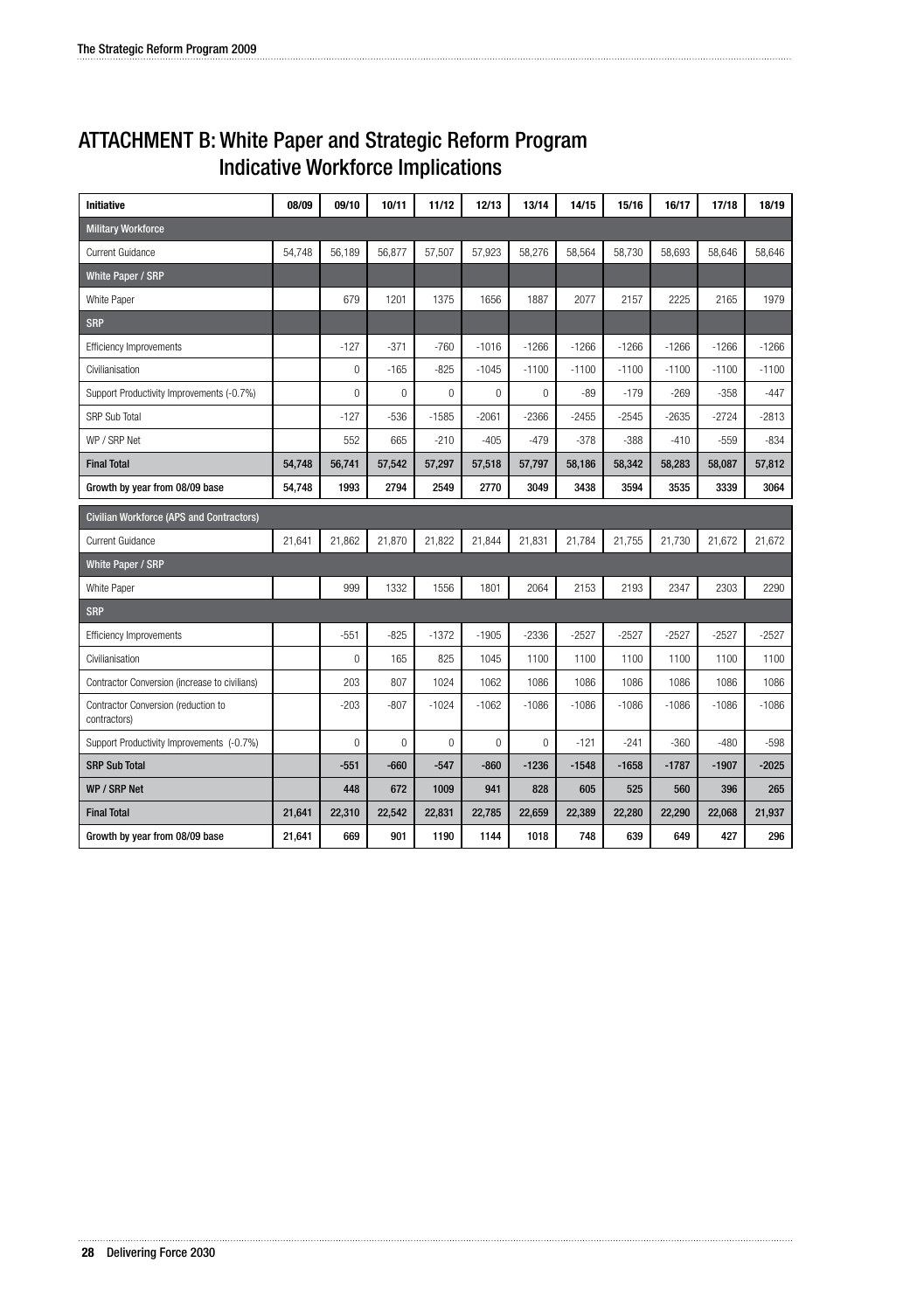# ATTACHMENT B: White Paper and Strategic Reform Program Indicative Workforce Implications

| Initiative | 08/09 | 09/10 | 10/11 | 11/12 | 12/13 | 13/14 | 14/15 | 15/16 | 16/17 | 17/18 | 18/19 |
|---|---|---|---|---|---|---|---|---|---|---|---|
| **Military Workforce** | | | | | | | | | | | |
| Current Guidance | 54,748 | 56,189 | 56,877 | 57,507 | 57,923 | 58,276 | 58,564 | 58,730 | 58,693 | 58,646 | 58,646 |
| **White Paper / SRP** | | | | | | | | | | | |
| White Paper | | 679 | 1201 | 1375 | 1656 | 1887 | 2077 | 2157 | 2225 | 2165 | 1979 |
| **SRP** | | | | | | | | | | | |
| Efficiency Improvements | | -127 | -371 | -760 | -1016 | -1266 | -1266 | -1266 | -1266 | -1266 | -1266 |
| Civilianisation | | 0 | -165 | -825 | -1045 | -1100 | -1100 | -1100 | -1100 | -1100 | -1100 |
| Support Productivity Improvements (-0.7%) | | 0 | 0 | 0 | 0 | 0 | -89 | -179 | -269 | -358 | -447 |
| SRP Sub Total | | -127 | -536 | -1585 | -2061 | -2366 | -2455 | -2545 | -2635 | -2724 | -2813 |
| WP / SRP Net | | 552 | 665 | -210 | -405 | -479 | -378 | -388 | -410 | -559 | -834 |
| **Final Total** | **54,748** | **56,741** | **57,542** | **57,297** | **57,518** | **57,797** | **58,186** | **58,342** | **58,283** | **58,087** | **57,812** |
| **Growth by year from 08/09 base** | **54,748** | **1993** | **2794** | **2549** | **2770** | **3049** | **3438** | **3594** | **3535** | **3339** | **3064** |
| **Civilian Workforce (APS and Contractors)** | | | | | | | | | | | |
| Current Guidance | 21,641 | 21,862 | 21,870 | 21,822 | 21,844 | 21,831 | 21,784 | 21,755 | 21,730 | 21,672 | 21,672 |
| **White Paper / SRP** | | | | | | | | | | | |
| White Paper | | 999 | 1332 | 1556 | 1801 | 2064 | 2153 | 2193 | 2347 | 2303 | 2290 |
| **SRP** | | | | | | | | | | | |
| Efficiency Improvements | | -551 | -825 | -1372 | -1905 | -2336 | -2527 | -2527 | -2527 | -2527 | -2527 |
| Civilianisation | | 0 | 165 | 825 | 1045 | 1100 | 1100 | 1100 | 1100 | 1100 | 1100 |
| Contractor Conversion (increase to civilians) | | 203 | 807 | 1024 | 1062 | 1086 | 1086 | 1086 | 1086 | 1086 | 1086 |
| Contractor Conversion (reduction to contractors) | | -203 | -807 | -1024 | -1062 | -1086 | -1086 | -1086 | -1086 | -1086 | -1086 |
| Support Productivity Improvements (-0.7%) | | 0 | 0 | 0 | 0 | 0 | -121 | -241 | -360 | -480 | -598 |
| **SRP Sub Total** | | **-551** | **-660** | **-547** | **-860** | **-1236** | **-1548** | **-1658** | **-1787** | **-1907** | **-2025** |
| **WP / SRP Net** | | **448** | **672** | **1009** | **941** | **828** | **605** | **525** | **560** | **396** | **265** |
| **Final Total** | **21,641** | **22,310** | **22,542** | **22,831** | **22,785** | **22,659** | **22,389** | **22,280** | **22,290** | **22,068** | **21,937** |
| **Growth by year from 08/09 base** | **21,641** | **669** | **901** | **1190** | **1144** | **1018** | **748** | **639** | **649** | **427** | **296** |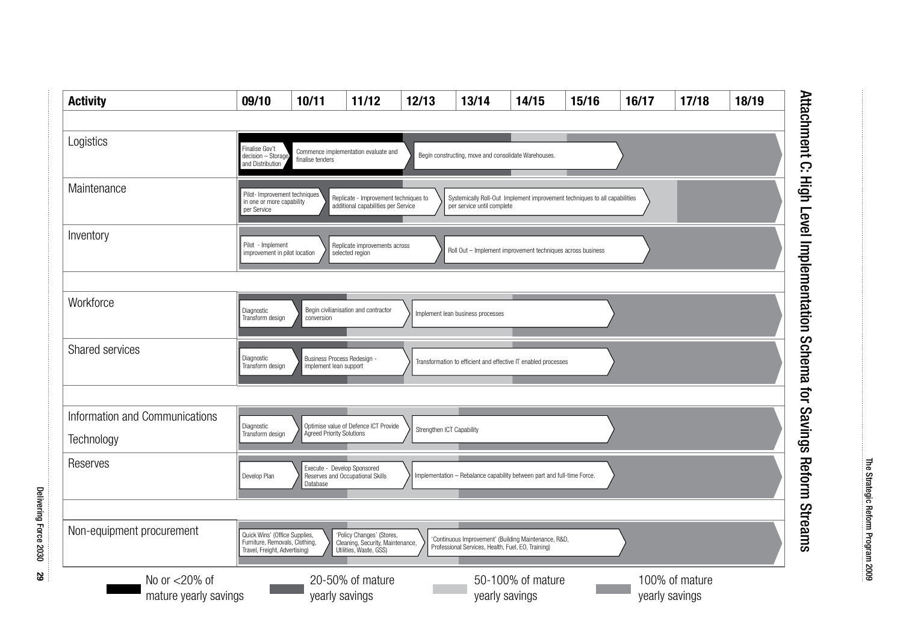# Attachment C: High Level Implementation Schema for Savings Reform Streams

| Activity | 09/10 | 10/11 | 11/12 | 12/13 | 13/14 | 14/15 | 15/16 | 16/17 | 17/18 | 18/19 |
|---|---|---|---|---|---|---|---|---|---|---|
| Logistics | Finalise Gov't decision – Storage and Distribution | Commence implementation evaluate and finalise tenders | | Begin constructing, move and consolidate Warehouses. | | | | | | |
| Maintenance | Pilot- Improvement techniques in one or more capability per Service | | Replicate - Improvement techniques to additional capabilities per Service | | Systemically Roll-Out Implement improvement techniques to all capabilities per service until complete | | | | | |
| Inventory | Pilot - Implement improvement in pilot location | | Replicate improvements across selected region | | Roll Out – Implement improvement techniques across business | | | | | |
| Workforce | Diagnostic Transform design | Begin civilianisation and contractor conversion | | Implement lean business processes | | | | | | |
| Shared services | Diagnostic Transform design | Business Process Redesign - implement lean support | | Transformation to efficient and effective IT enabled processes | | | | | | |
| Information and Communications Technology | Diagnostic Transform design | Optimise value of Defence ICT Provide Agreed Priority Solutions | | Strengthen ICT Capability | | | | | | |
| Reserves | Develop Plan | Execute - Develop Sponsored Reserves and Occupational Skills Database | | Implementation – Rebalance capability between part and full-time Force. | | | | | | |
| Non-equipment procurement | Quick Wins' (Office Supplies, Furniture, Removals, Clothing, Travel, Freight, Advertising) | | 'Policy Changes' (Stores, Cleaning, Security, Maintenance, Utilities, Waste, GSS) | | 'Continuous Improvement' (Building Maintenance, R&D, Professional Services, Health, Fuel, EO, Training) | | | | | |

Legend:
- No or <20% of mature yearly savings
- 20-50% of mature yearly savings
- 50-100% of mature yearly savings
- 100% of mature yearly savings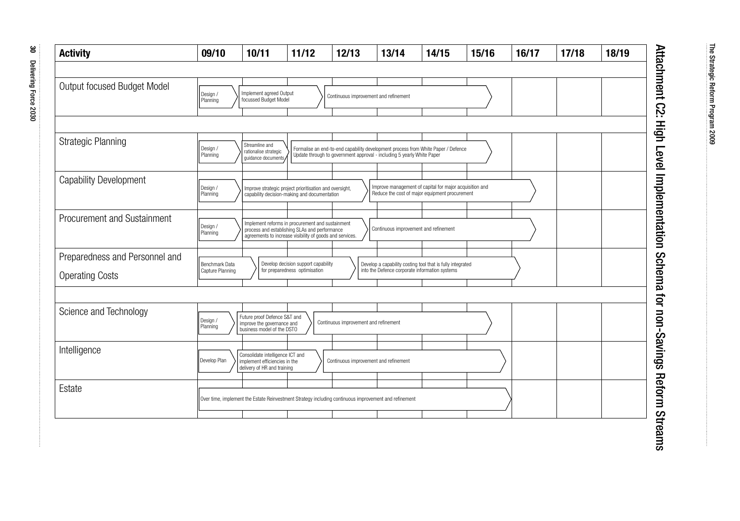# Attachment C2: High Level Implementation Schema for non-Savings Reform Streams

| Activity | 09/10 | 10/11 | 11/12 | 12/13 | 13/14 | 14/15 | 15/16 | 16/17 | 17/18 | 18/19 |
|---|---|---|---|---|---|---|---|---|---|---|
| Output focused Budget Model | Design / Planning | Implement agreed Output focussed Budget Model | | Continuous improvement and refinement | | | | | | |
| Strategic Planning | Design / Planning | Streamline and rationalise strategic guidance documents | Formalise an end-to-end capability development process from White Paper / Defence Update through to government approval - including 5 yearly White Paper | | | | | | | |
| Capability Development | Design / Planning | Improve strategic project prioritisation and oversight, capability decision-making and documentation | | | Improve management of capital for major acquisition and Reduce the cost of major equipment procurement | | | | | |
| Procurement and Sustainment | Design / Planning | Implement reforms in procurement and sustainment process and establishing SLAs and performance agreements to increase visibility of goods and services. | | | Continuous improvement and refinement | | | | | |
| Preparedness and Personnel and Operating Costs | Benchmark Data Capture Planning | | Develop decision support capability for preparedness optimisation | | Develop a capability costing tool that is fully integrated into the Defence corporate information systems | | | | | |
| Science and Technology | Design / Planning | Future proof Defence S&T and improve the governance and business model of the DSTO | | Continuous improvement and refinement | | | | | | |
| Intelligence | Develop Plan | Consolidate intelligence ICT and implement efficiencies in the delivery of HR and training | | Continuous improvement and refinement | | | | | | |
| Estate | Over time, implement the Estate Reinvestment Strategy including continuous improvement and refinement | | | | | | | | | |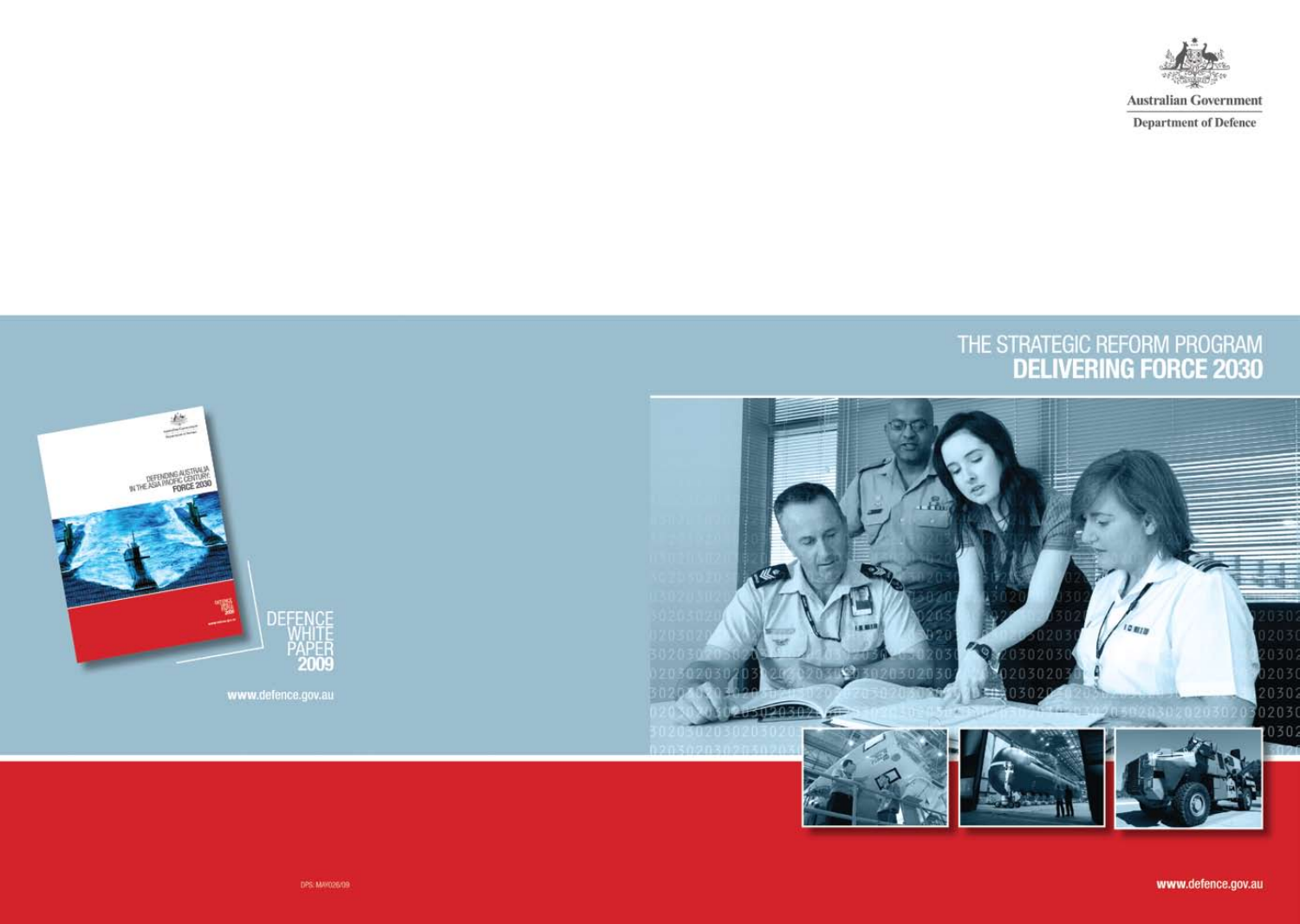Australian Government

Department of Defence

# THE STRATEGIC REFORM PROGRAM
## DELIVERING FORCE 2030

DEFENCE WHITE PAPER 2009

www.defence.gov.au

DPS: MAY026/09

www.defence.gov.au